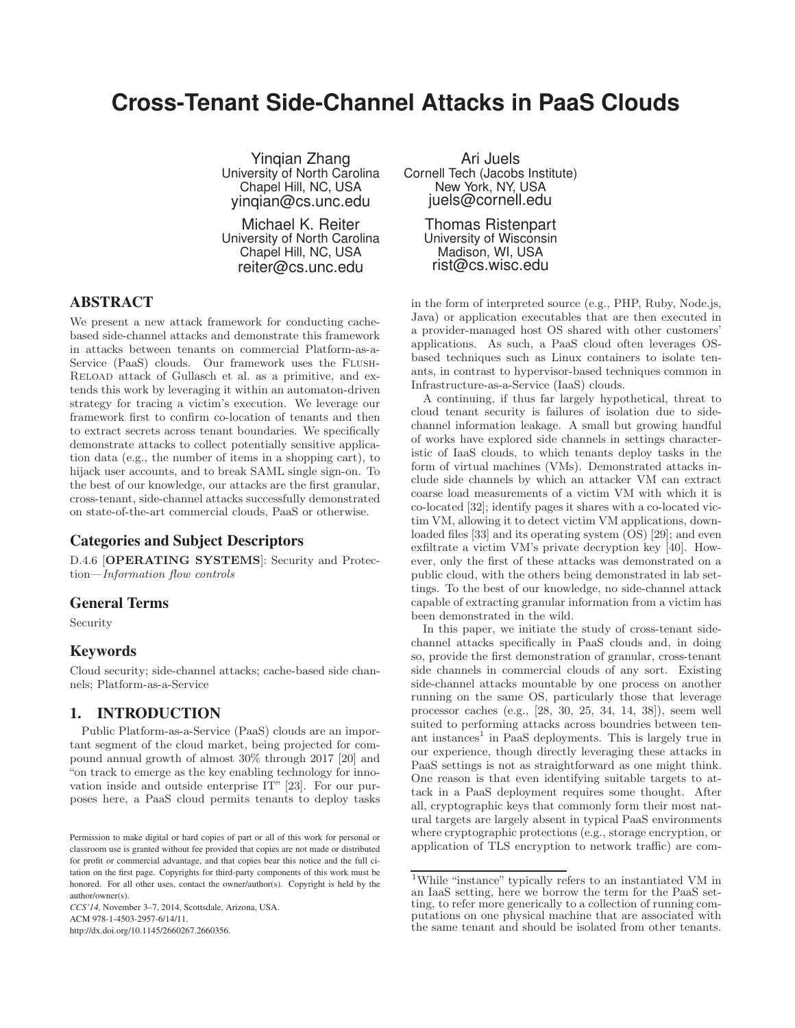# Cross-Tenant Side-Channel Attacks in PaaS Clouds

Yinqian Zhang
University of North Carolina
Chapel Hill, NC, USA
yinqian@cs.unc.edu

Ari Juels
Cornell Tech (Jacobs Institute)
New York, NY, USA
juels@cornell.edu

Michael K. Reiter
University of North Carolina
Chapel Hill, NC, USA
reiter@cs.unc.edu

Thomas Ristenpart
University of Wisconsin
Madison, WI, USA
rist@cs.wisc.edu

## ABSTRACT

We present a new attack framework for conducting cache-based side-channel attacks and demonstrate this framework in attacks between tenants on commercial Platform-as-a-Service (PaaS) clouds. Our framework uses the FLUSH-RELOAD attack of Gullasch et al. as a primitive, and extends this work by leveraging it within an automaton-driven strategy for tracing a victim's execution. We leverage our framework first to confirm co-location of tenants and then to extract secrets across tenant boundaries. We specifically demonstrate attacks to collect potentially sensitive application data (e.g., the number of items in a shopping cart), to hijack user accounts, and to break SAML single sign-on. To the best of our knowledge, our attacks are the first granular, cross-tenant, side-channel attacks successfully demonstrated on state-of-the-art commercial clouds, PaaS or otherwise.

## Categories and Subject Descriptors

D.4.6 [**OPERATING SYSTEMS**]: Security and Protection—*Information flow controls*

## General Terms

Security

## Keywords

Cloud security; side-channel attacks; cache-based side channels; Platform-as-a-Service

## 1. INTRODUCTION

Public Platform-as-a-Service (PaaS) clouds are an important segment of the cloud market, being projected for compound annual growth of almost 30% through 2017 [20] and "on track to emerge as the key enabling technology for innovation inside and outside enterprise IT" [23]. For our purposes here, a PaaS cloud permits tenants to deploy tasks in the form of interpreted source (e.g., PHP, Ruby, Node.js, Java) or application executables that are then executed in a provider-managed host OS shared with other customers' applications. As such, a PaaS cloud often leverages OS-based techniques such as Linux containers to isolate tenants, in contrast to hypervisor-based techniques common in Infrastructure-as-a-Service (IaaS) clouds.

A continuing, if thus far largely hypothetical, threat to cloud tenant security is failures of isolation due to side-channel information leakage. A small but growing handful of works have explored side channels in settings characteristic of IaaS clouds, to which tenants deploy tasks in the form of virtual machines (VMs). Demonstrated attacks include side channels by which an attacker VM can extract coarse load measurements of a victim VM with which it is co-located [32]; identify pages it shares with a co-located victim VM, allowing it to detect victim VM applications, downloaded files [33] and its operating system (OS) [29]; and even exfiltrate a victim VM's private decryption key [40]. However, only the first of these attacks was demonstrated on a public cloud, with the others being demonstrated in lab settings. To the best of our knowledge, no side-channel attack capable of extracting granular information from a victim has been demonstrated in the wild.

In this paper, we initiate the study of cross-tenant side-channel attacks specifically in PaaS clouds and, in doing so, provide the first demonstration of granular, cross-tenant side channels in commercial clouds of any sort. Existing side-channel attacks mountable by one process on another running on the same OS, particularly those that leverage processor caches (e.g., [28, 30, 25, 34, 14, 38]), seem well suited to performing attacks across boundries between tenant instances[1] in PaaS deployments. This is largely true in our experience, though directly leveraging these attacks in PaaS settings is not as straightforward as one might think. One reason is that even identifying suitable targets to attack in a PaaS deployment requires some thought. After all, cryptographic keys that commonly form their most natural targets are largely absent in typical PaaS environments where cryptographic protections (e.g., storage encryption, or application of TLS encryption to network traffic) are com-

[1]While "instance" typically refers to an instantiated VM in an IaaS setting, here we borrow the term for the PaaS setting, to refer more generically to a collection of running computations on one physical machine that are associated with the same tenant and should be isolated from other tenants.

Permission to make digital or hard copies of part or all of this work for personal or classroom use is granted without fee provided that copies are not made or distributed for profit or commercial advantage, and that copies bear this notice and the full citation on the first page. Copyrights for third-party components of this work must be honored. For all other uses, contact the owner/author(s). Copyright is held by the author/owner(s).
*CCS'14*, November 3–7, 2014, Scottsdale, Arizona, USA.
ACM 978-1-4503-2957-6/14/11.
http://dx.doi.org/10.1145/2660267.2660356.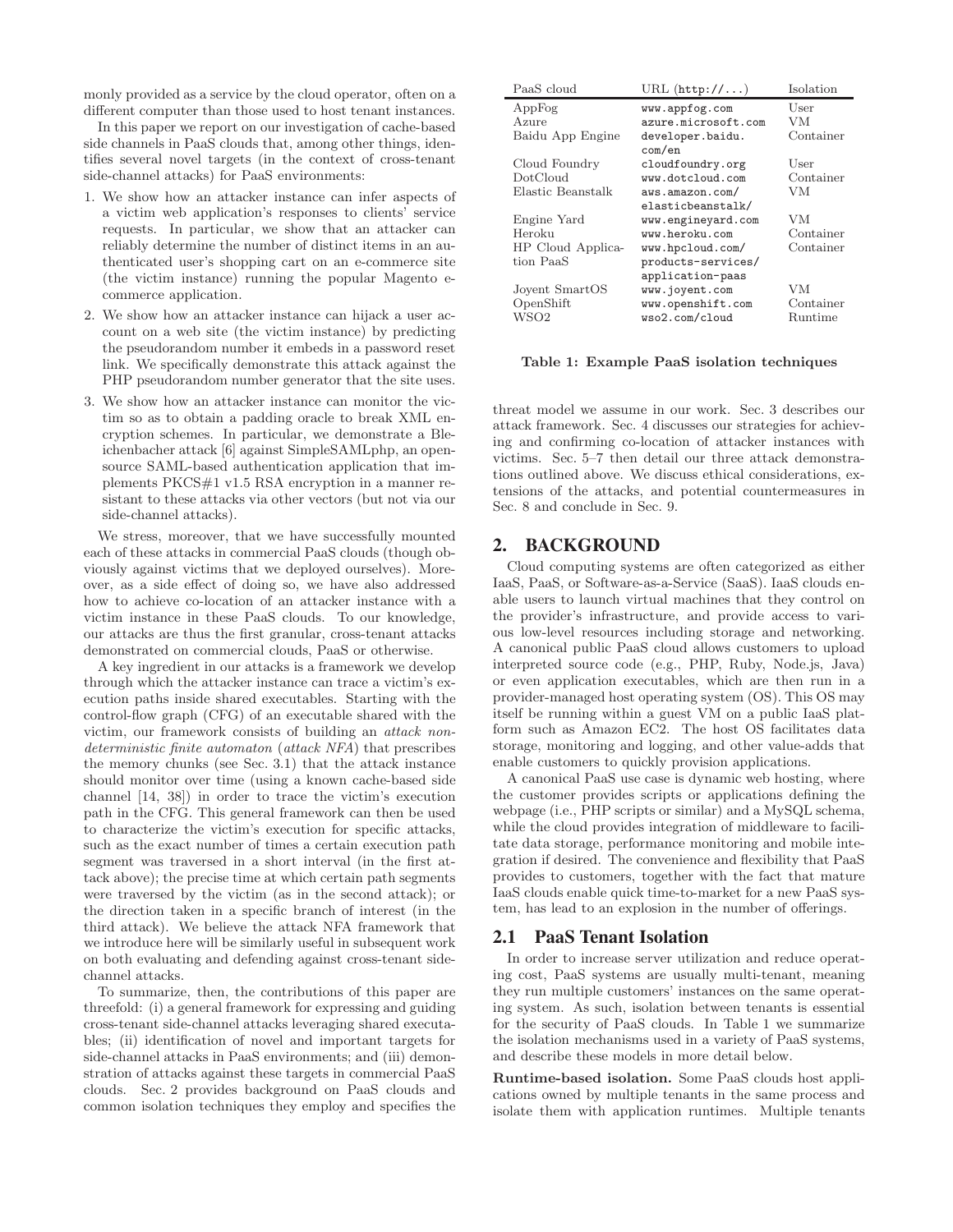monly provided as a service by the cloud operator, often on a different computer than those used to host tenant instances.

In this paper we report on our investigation of cache-based side channels in PaaS clouds that, among other things, identifies several novel targets (in the context of cross-tenant side-channel attacks) for PaaS environments:

1. We show how an attacker instance can infer aspects of a victim web application's responses to clients' service requests. In particular, we show that an attacker can reliably determine the number of distinct items in an authenticated user's shopping cart on an e-commerce site (the victim instance) running the popular Magento e-commerce application.
2. We show how an attacker instance can hijack a user account on a web site (the victim instance) by predicting the pseudorandom number it embeds in a password reset link. We specifically demonstrate this attack against the PHP pseudorandom number generator that the site uses.
3. We show how an attacker instance can monitor the victim so as to obtain a padding oracle to break XML encryption schemes. In particular, we demonstrate a Bleichenbacher attack [6] against SimpleSAMLphp, an open-source SAML-based authentication application that implements PKCS#1 v1.5 RSA encryption in a manner resistant to these attacks via other vectors (but not via our side-channel attacks).

We stress, moreover, that we have successfully mounted each of these attacks in commercial PaaS clouds (though obviously against victims that we deployed ourselves). Moreover, as a side effect of doing so, we have also addressed how to achieve co-location of an attacker instance with a victim instance in these PaaS clouds. To our knowledge, our attacks are thus the first granular, cross-tenant attacks demonstrated on commercial clouds, PaaS or otherwise.

A key ingredient in our attacks is a framework we develop through which the attacker instance can trace a victim's execution paths inside shared executables. Starting with the control-flow graph (CFG) of an executable shared with the victim, our framework consists of building an *attack nondeterministic finite automaton* (*attack NFA*) that prescribes the memory chunks (see Sec. 3.1) that the attack instance should monitor over time (using a known cache-based side channel [14, 38]) in order to trace the victim's execution path in the CFG. This general framework can then be used to characterize the victim's execution for specific attacks, such as the exact number of times a certain execution path segment was traversed in a short interval (in the first attack above); the precise time at which certain path segments were traversed by the victim (as in the second attack); or the direction taken in a specific branch of interest (in the third attack). We believe the attack NFA framework that we introduce here will be similarly useful in subsequent work on both evaluating and defending against cross-tenant side-channel attacks.

To summarize, then, the contributions of this paper are threefold: (i) a general framework for expressing and guiding cross-tenant side-channel attacks leveraging shared executables; (ii) identification of novel and important targets for side-channel attacks in PaaS environments; and (iii) demonstration of attacks against these targets in commercial PaaS clouds. Sec. 2 provides background on PaaS clouds and common isolation techniques they employ and specifies the threat model we assume in our work. Sec. 3 describes our attack framework. Sec. 4 discusses our strategies for achieving and confirming co-location of attacker instances with victims. Sec. 5–7 then detail our three attack demonstrations outlined above. We discuss ethical considerations, extensions of the attacks, and potential countermeasures in Sec. 8 and conclude in Sec. 9.

| PaaS cloud | URL (`http://...`) | Isolation |
|---|---|---|
| AppFog | `www.appfog.com` | User |
| Azure | `azure.microsoft.com` | VM |
| Baidu App Engine | `developer.baidu.com/en` | Container |
| Cloud Foundry | `cloudfoundry.org` | User |
| DotCloud | `www.dotcloud.com` | Container |
| Elastic Beanstalk | `aws.amazon.com/elasticbeanstalk/` | VM |
| Engine Yard | `www.engineyard.com` | VM |
| Heroku | `www.heroku.com` | Container |
| HP Cloud Application PaaS | `www.hpcloud.com/products-services/application-paas` | Container |
| Joyent SmartOS | `www.joyent.com` | VM |
| OpenShift | `www.openshift.com` | Container |
| WSO2 | `wso2.com/cloud` | Runtime |

**Table 1: Example PaaS isolation techniques**

## 2. BACKGROUND

Cloud computing systems are often categorized as either IaaS, PaaS, or Software-as-a-Service (SaaS). IaaS clouds enable users to launch virtual machines that they control on the provider's infrastructure, and provide access to various low-level resources including storage and networking. A canonical public PaaS cloud allows customers to upload interpreted source code (e.g., PHP, Ruby, Node.js, Java) or even application executables, which are then run in a provider-managed host operating system (OS). This OS may itself be running within a guest VM on a public IaaS platform such as Amazon EC2. The host OS facilitates data storage, monitoring and logging, and other value-adds that enable customers to quickly provision applications.

A canonical PaaS use case is dynamic web hosting, where the customer provides scripts or applications defining the webpage (i.e., PHP scripts or similar) and a MySQL schema, while the cloud provides integration of middleware to facilitate data storage, performance monitoring and mobile integration if desired. The convenience and flexibility that PaaS provides to customers, together with the fact that mature IaaS clouds enable quick time-to-market for a new PaaS system, has lead to an explosion in the number of offerings.

### 2.1 PaaS Tenant Isolation

In order to increase server utilization and reduce operating cost, PaaS systems are usually multi-tenant, meaning they run multiple customers' instances on the same operating system. As such, isolation between tenants is essential for the security of PaaS clouds. In Table 1 we summarize the isolation mechanisms used in a variety of PaaS systems, and describe these models in more detail below.

**Runtime-based isolation.** Some PaaS clouds host applications owned by multiple tenants in the same process and isolate them with application runtimes. Multiple tenants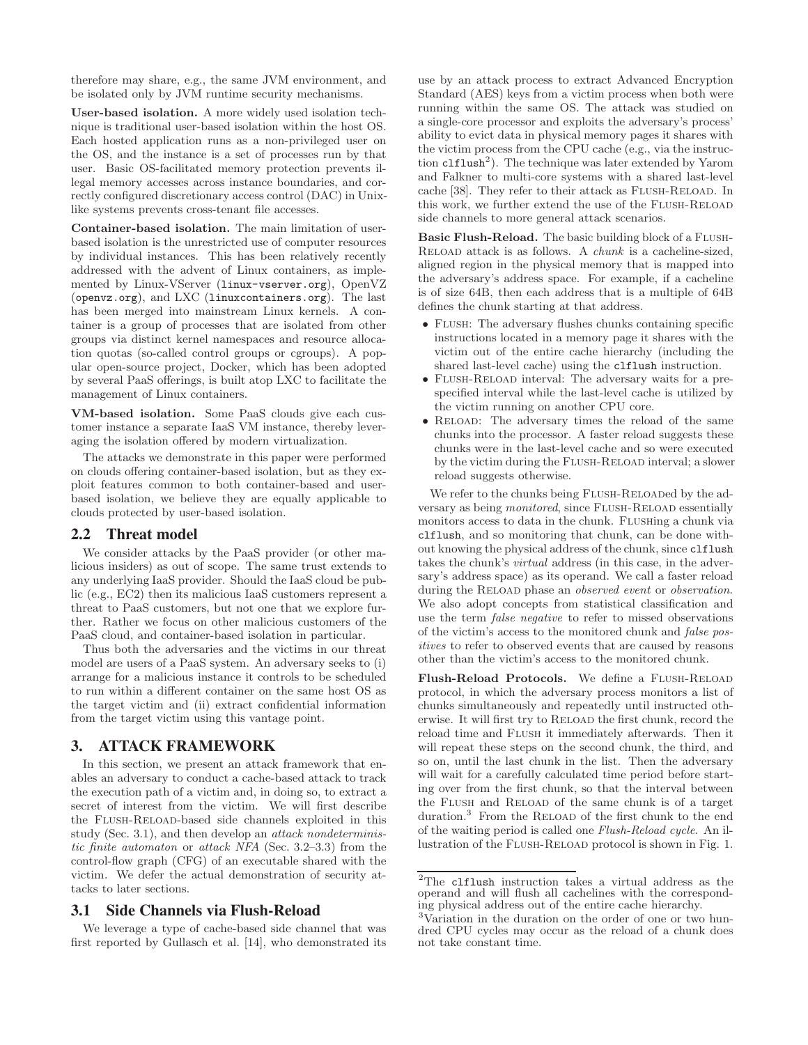therefore may share, e.g., the same JVM environment, and be isolated only by JVM runtime security mechanisms.

**User-based isolation.** A more widely used isolation technique is traditional user-based isolation within the host OS. Each hosted application runs as a non-privileged user on the OS, and the instance is a set of processes run by that user. Basic OS-facilitated memory protection prevents illegal memory accesses across instance boundaries, and correctly configured discretionary access control (DAC) in Unix-like systems prevents cross-tenant file accesses.

**Container-based isolation.** The main limitation of user-based isolation is the unrestricted use of computer resources by individual instances. This has been relatively recently addressed with the advent of Linux containers, as implemented by Linux-VServer (`linux-vserver.org`), OpenVZ (`openvz.org`), and LXC (`linuxcontainers.org`). The last has been merged into mainstream Linux kernels. A container is a group of processes that are isolated from other groups via distinct kernel namespaces and resource allocation quotas (so-called control groups or cgroups). A popular open-source project, Docker, which has been adopted by several PaaS offerings, is built atop LXC to facilitate the management of Linux containers.

**VM-based isolation.** Some PaaS clouds give each customer instance a separate IaaS VM instance, thereby leveraging the isolation offered by modern virtualization.

The attacks we demonstrate in this paper were performed on clouds offering container-based isolation, but as they exploit features common to both container-based and user-based isolation, we believe they are equally applicable to clouds protected by user-based isolation.

## 2.2 Threat model

We consider attacks by the PaaS provider (or other malicious insiders) as out of scope. The same trust extends to any underlying IaaS provider. Should the IaaS cloud be public (e.g., EC2) then its malicious IaaS customers represent a threat to PaaS customers, but not one that we explore further. Rather we focus on other malicious customers of the PaaS cloud, and container-based isolation in particular.

Thus both the adversaries and the victims in our threat model are users of a PaaS system. An adversary seeks to (i) arrange for a malicious instance it controls to be scheduled to run within a different container on the same host OS as the target victim and (ii) extract confidential information from the target victim using this vantage point.

# 3. ATTACK FRAMEWORK

In this section, we present an attack framework that enables an adversary to conduct a cache-based attack to track the execution path of a victim and, in doing so, to extract a secret of interest from the victim. We will first describe the FLUSH-RELOAD-based side channels exploited in this study (Sec. 3.1), and then develop an *attack nondeterministic finite automaton* or *attack NFA* (Sec. 3.2–3.3) from the control-flow graph (CFG) of an executable shared with the victim. We defer the actual demonstration of security attacks to later sections.

## 3.1 Side Channels via Flush-Reload

We leverage a type of cache-based side channel that was first reported by Gullasch et al. [14], who demonstrated its use by an attack process to extract Advanced Encryption Standard (AES) keys from a victim process when both were running within the same OS. The attack was studied on a single-core processor and exploits the adversary's process' ability to evict data in physical memory pages it shares with the victim process from the CPU cache (e.g., via the instruction `clflush`[2]). The technique was later extended by Yarom and Falkner to multi-core systems with a shared last-level cache [38]. They refer to their attack as FLUSH-RELOAD. In this work, we further extend the use of the FLUSH-RELOAD side channels to more general attack scenarios.

**Basic Flush-Reload.** The basic building block of a FLUSH-RELOAD attack is as follows. A *chunk* is a cacheline-sized, aligned region in the physical memory that is mapped into the adversary's address space. For example, if a cacheline is of size 64B, then each address that is a multiple of 64B defines the chunk starting at that address.

- FLUSH: The adversary flushes chunks containing specific instructions located in a memory page it shares with the victim out of the entire cache hierarchy (including the shared last-level cache) using the `clflush` instruction.
- FLUSH-RELOAD interval: The adversary waits for a prespecified interval while the last-level cache is utilized by the victim running on another CPU core.
- RELOAD: The adversary times the reload of the same chunks into the processor. A faster reload suggests these chunks were in the last-level cache and so were executed by the victim during the FLUSH-RELOAD interval; a slower reload suggests otherwise.

We refer to the chunks being FLUSH-RELOADed by the adversary as being *monitored*, since FLUSH-RELOAD essentially monitors access to data in the chunk. FLUSHing a chunk via `clflush`, and so monitoring that chunk, can be done without knowing the physical address of the chunk, since `clflush` takes the chunk's *virtual* address (in this case, in the adversary's address space) as its operand. We call a faster reload during the RELOAD phase an *observed event* or *observation*. We also adopt concepts from statistical classification and use the term *false negative* to refer to missed observations of the victim's access to the monitored chunk and *false positives* to refer to observed events that are caused by reasons other than the victim's access to the monitored chunk.

**Flush-Reload Protocols.** We define a FLUSH-RELOAD protocol, in which the adversary process monitors a list of chunks simultaneously and repeatedly until instructed otherwise. It will first try to RELOAD the first chunk, record the reload time and FLUSH it immediately afterwards. Then it will repeat these steps on the second chunk, the third, and so on, until the last chunk in the list. Then the adversary will wait for a carefully calculated time period before starting over from the first chunk, so that the interval between the FLUSH and RELOAD of the same chunk is of a target duration.[3] From the RELOAD of the first chunk to the end of the waiting period is called one *Flush-Reload cycle*. An illustration of the FLUSH-RELOAD protocol is shown in Fig. 1.

---

[2] The `clflush` instruction takes a virtual address as the operand and will flush all cachelines with the corresponding physical address out of the entire cache hierarchy.

[3] Variation in the duration on the order of one or two hundred CPU cycles may occur as the reload of a chunk does not take constant time.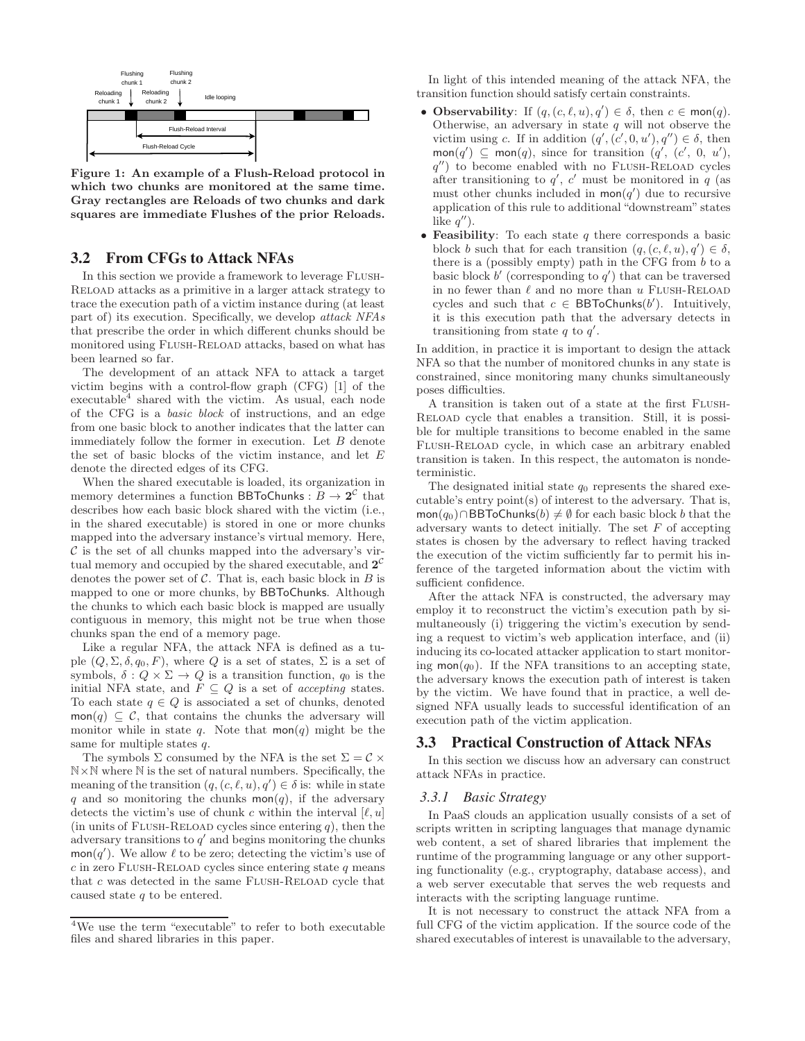Figure 1: An example of a Flush-Reload protocol in which two chunks are monitored at the same time. Gray rectangles are Reloads of two chunks and dark squares are immediate Flushes of the prior Reloads.

## 3.2 From CFGs to Attack NFAs

In this section we provide a framework to leverage FLUSH-RELOAD attacks as a primitive in a larger attack strategy to trace the execution path of a victim instance during (at least part of) its execution. Specifically, we develop *attack NFAs* that prescribe the order in which different chunks should be monitored using FLUSH-RELOAD attacks, based on what has been learned so far.

The development of an attack NFA to attack a target victim begins with a control-flow graph (CFG) [1] of the executable[4] shared with the victim. As usual, each node of the CFG is a *basic block* of instructions, and an edge from one basic block to another indicates that the latter can immediately follow the former in execution. Let $B$ denote the set of basic blocks of the victim instance, and let $E$ denote the directed edges of its CFG.

When the shared executable is loaded, its organization in memory determines a function $\mathsf{BBToChunks} : B \to \mathbf{2}^{\mathcal{C}}$ that describes how each basic block shared with the victim (i.e., in the shared executable) is stored in one or more chunks mapped into the adversary instance's virtual memory. Here, $\mathcal{C}$ is the set of all chunks mapped into the adversary's virtual memory and occupied by the shared executable, and $\mathbf{2}^{\mathcal{C}}$ denotes the power set of $\mathcal{C}$. That is, each basic block in $B$ is mapped to one or more chunks, by $\mathsf{BBToChunks}$. Although the chunks to which each basic block is mapped are usually contiguous in memory, this might not be true when those chunks span the end of a memory page.

Like a regular NFA, the attack NFA is defined as a tuple $(Q, \Sigma, \delta, q_0, F)$, where $Q$ is a set of states, $\Sigma$ is a set of symbols, $\delta : Q \times \Sigma \to Q$ is a transition function, $q_0$ is the initial NFA state, and $F \subseteq Q$ is a set of *accepting* states. To each state $q \in Q$ is associated a set of chunks, denoted $\mathsf{mon}(q) \subseteq \mathcal{C}$, that contains the chunks the adversary will monitor while in state $q$. Note that $\mathsf{mon}(q)$ might be the same for multiple states $q$.

The symbols $\Sigma$ consumed by the NFA is the set $\Sigma = \mathcal{C} \times \mathbb{N} \times \mathbb{N}$ where $\mathbb{N}$ is the set of natural numbers. Specifically, the meaning of the transition $(q, (c, \ell, u), q') \in \delta$ is: while in state $q$ and so monitoring the chunks $\mathsf{mon}(q)$, if the adversary detects the victim's use of chunk $c$ within the interval $[\ell, u]$ (in units of FLUSH-RELOAD cycles since entering $q$), then the adversary transitions to $q'$ and begins monitoring the chunks $\mathsf{mon}(q')$. We allow $\ell$ to be zero; detecting the victim's use of $c$ in zero FLUSH-RELOAD cycles since entering state $q$ means that $c$ was detected in the same FLUSH-RELOAD cycle that caused state $q$ to be entered.

[4] We use the term "executable" to refer to both executable files and shared libraries in this paper.

In light of this intended meaning of the attack NFA, the transition function should satisfy certain constraints.

- **Observability**: If $(q, (c, \ell, u), q') \in \delta$, then $c \in \mathsf{mon}(q)$. Otherwise, an adversary in state $q$ will not observe the victim using $c$. If in addition $(q', (c', 0, u'), q'') \in \delta$, then $\mathsf{mon}(q') \subseteq \mathsf{mon}(q)$, since for transition $(q', (c', 0, u'), q'')$ to become enabled with no FLUSH-RELOAD cycles after transitioning to $q'$, $c'$ must be monitored in $q$ (as must other chunks included in $\mathsf{mon}(q')$ due to recursive application of this rule to additional "downstream" states like $q''$).
- **Feasibility**: To each state $q$ there corresponds a basic block $b$ such that for each transition $(q, (c, \ell, u), q') \in \delta$, there is a (possibly empty) path in the CFG from $b$ to a basic block $b'$ (corresponding to $q'$) that can be traversed in no fewer than $\ell$ and no more than $u$ FLUSH-RELOAD cycles and such that $c \in \mathsf{BBToChunks}(b')$. Intuitively, it is this execution path that the adversary detects in transitioning from state $q$ to $q'$.

In addition, in practice it is important to design the attack NFA so that the number of monitored chunks in any state is constrained, since monitoring many chunks simultaneously poses difficulties.

A transition is taken out of a state at the first FLUSH-RELOAD cycle that enables a transition. Still, it is possible for multiple transitions to become enabled in the same FLUSH-RELOAD cycle, in which case an arbitrary enabled transition is taken. In this respect, the automaton is nondeterministic.

The designated initial state $q_0$ represents the shared executable's entry point(s) of interest to the adversary. That is, $\mathsf{mon}(q_0) \cap \mathsf{BBToChunks}(b) \neq \emptyset$ for each basic block $b$ that the adversary wants to detect initially. The set $F$ of accepting states is chosen by the adversary to reflect having tracked the execution of the victim sufficiently far to permit his inference of the targeted information about the victim with sufficient confidence.

After the attack NFA is constructed, the adversary may employ it to reconstruct the victim's execution path by simultaneously (i) triggering the victim's execution by sending a request to victim's web application interface, and (ii) inducing its co-located attacker application to start monitoring $\mathsf{mon}(q_0)$. If the NFA transitions to an accepting state, the adversary knows the execution path of interest is taken by the victim. We have found that in practice, a well designed NFA usually leads to successful identification of an execution path of the victim application.

## 3.3 Practical Construction of Attack NFAs

In this section we discuss how an adversary can construct attack NFAs in practice.

### 3.3.1 Basic Strategy

In PaaS clouds an application usually consists of a set of scripts written in scripting languages that manage dynamic web content, a set of shared libraries that implement the runtime of the programming language or any other supporting functionality (e.g., cryptography, database access), and a web server executable that serves the web requests and interacts with the scripting language runtime.

It is not necessary to construct the attack NFA from a full CFG of the victim application. If the source code of the shared executables of interest is unavailable to the adversary,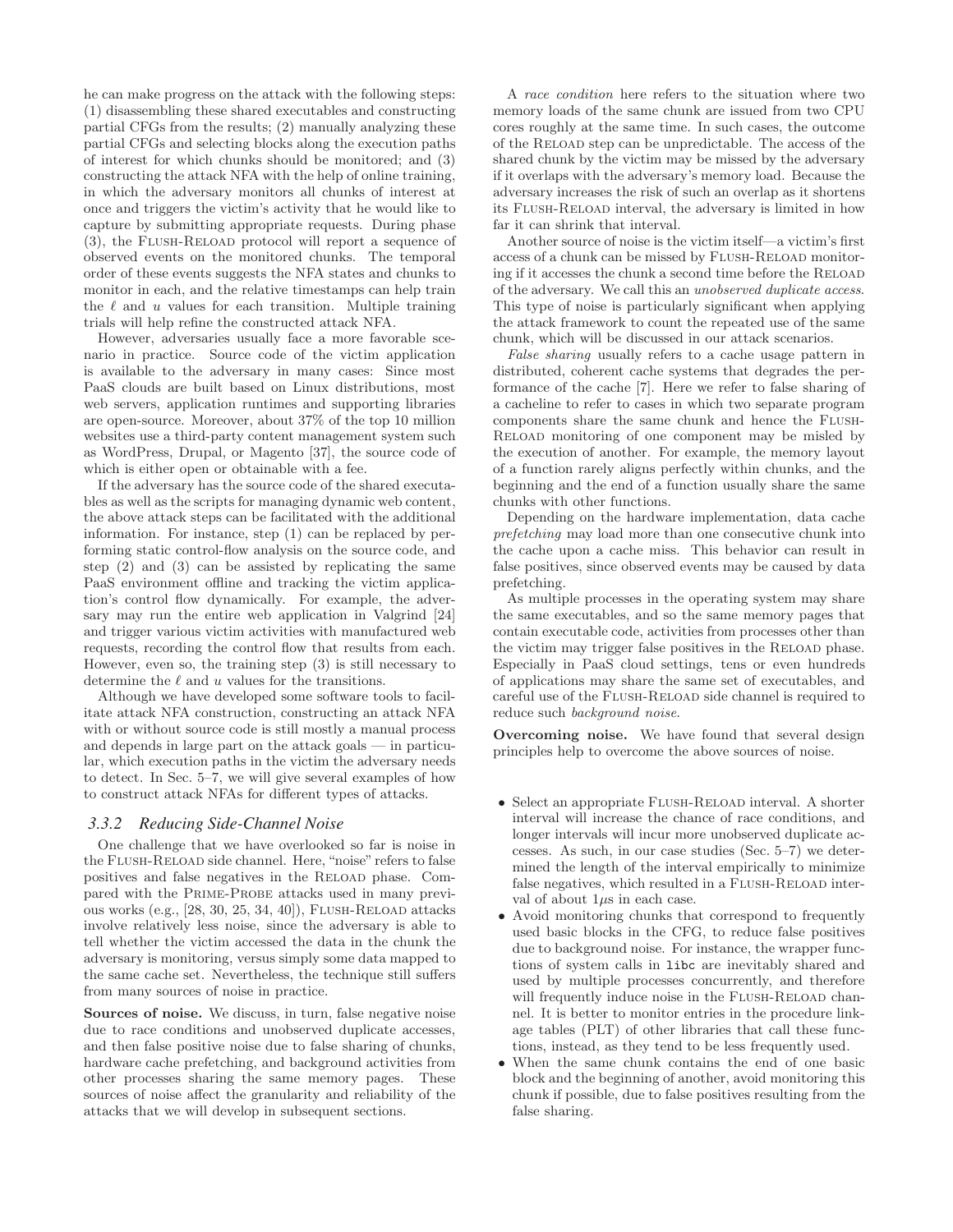he can make progress on the attack with the following steps: (1) disassembling these shared executables and constructing partial CFGs from the results; (2) manually analyzing these partial CFGs and selecting blocks along the execution paths of interest for which chunks should be monitored; and (3) constructing the attack NFA with the help of online training, in which the adversary monitors all chunks of interest at once and triggers the victim's activity that he would like to capture by submitting appropriate requests. During phase (3), the FLUSH-RELOAD protocol will report a sequence of observed events on the monitored chunks. The temporal order of these events suggests the NFA states and chunks to monitor in each, and the relative timestamps can help train the $\ell$ and $u$ values for each transition. Multiple training trials will help refine the constructed attack NFA.

However, adversaries usually face a more favorable scenario in practice. Source code of the victim application is available to the adversary in many cases: Since most PaaS clouds are built based on Linux distributions, most web servers, application runtimes and supporting libraries are open-source. Moreover, about 37% of the top 10 million websites use a third-party content management system such as WordPress, Drupal, or Magento [37], the source code of which is either open or obtainable with a fee.

If the adversary has the source code of the shared executables as well as the scripts for managing dynamic web content, the above attack steps can be facilitated with the additional information. For instance, step (1) can be replaced by performing static control-flow analysis on the source code, and step (2) and (3) can be assisted by replicating the same PaaS environment offline and tracking the victim application's control flow dynamically. For example, the adversary may run the entire web application in Valgrind [24] and trigger various victim activities with manufactured web requests, recording the control flow that results from each. However, even so, the training step (3) is still necessary to determine the $\ell$ and $u$ values for the transitions.

Although we have developed some software tools to facilitate attack NFA construction, constructing an attack NFA with or without source code is still mostly a manual process and depends in large part on the attack goals — in particular, which execution paths in the victim the adversary needs to detect. In Sec. 5–7, we will give several examples of how to construct attack NFAs for different types of attacks.

### 3.3.2 Reducing Side-Channel Noise

One challenge that we have overlooked so far is noise in the FLUSH-RELOAD side channel. Here, "noise" refers to false positives and false negatives in the RELOAD phase. Compared with the PRIME-PROBE attacks used in many previous works (e.g., [28, 30, 25, 34, 40]), FLUSH-RELOAD attacks involve relatively less noise, since the adversary is able to tell whether the victim accessed the data in the chunk the adversary is monitoring, versus simply some data mapped to the same cache set. Nevertheless, the technique still suffers from many sources of noise in practice.

**Sources of noise.** We discuss, in turn, false negative noise due to race conditions and unobserved duplicate accesses, and then false positive noise due to false sharing of chunks, hardware cache prefetching, and background activities from other processes sharing the same memory pages. These sources of noise affect the granularity and reliability of the attacks that we will develop in subsequent sections.

A *race condition* here refers to the situation where two memory loads of the same chunk are issued from two CPU cores roughly at the same time. In such cases, the outcome of the RELOAD step can be unpredictable. The access of the shared chunk by the victim may be missed by the adversary if it overlaps with the adversary's memory load. Because the adversary increases the risk of such an overlap as it shortens its FLUSH-RELOAD interval, the adversary is limited in how far it can shrink that interval.

Another source of noise is the victim itself—a victim's first access of a chunk can be missed by FLUSH-RELOAD monitoring if it accesses the chunk a second time before the RELOAD of the adversary. We call this an *unobserved duplicate access*. This type of noise is particularly significant when applying the attack framework to count the repeated use of the same chunk, which will be discussed in our attack scenarios.

*False sharing* usually refers to a cache usage pattern in distributed, coherent cache systems that degrades the performance of the cache [7]. Here we refer to false sharing of a cacheline to refer to cases in which two separate program components share the same chunk and hence the FLUSH-RELOAD monitoring of one component may be misled by the execution of another. For example, the memory layout of a function rarely aligns perfectly within chunks, and the beginning and the end of a function usually share the same chunks with other functions.

Depending on the hardware implementation, data cache *prefetching* may load more than one consecutive chunk into the cache upon a cache miss. This behavior can result in false positives, since observed events may be caused by data prefetching.

As multiple processes in the operating system may share the same executables, and so the same memory pages that contain executable code, activities from processes other than the victim may trigger false positives in the RELOAD phase. Especially in PaaS cloud settings, tens or even hundreds of applications may share the same set of executables, and careful use of the FLUSH-RELOAD side channel is required to reduce such *background noise*.

**Overcoming noise.** We have found that several design principles help to overcome the above sources of noise.

- Select an appropriate FLUSH-RELOAD interval. A shorter interval will increase the chance of race conditions, and longer intervals will incur more unobserved duplicate accesses. As such, in our case studies (Sec. 5–7) we determined the length of the interval empirically to minimize false negatives, which resulted in a FLUSH-RELOAD interval of about $1\mu s$ in each case.
- Avoid monitoring chunks that correspond to frequently used basic blocks in the CFG, to reduce false positives due to background noise. For instance, the wrapper functions of system calls in `libc` are inevitably shared and used by multiple processes concurrently, and therefore will frequently induce noise in the FLUSH-RELOAD channel. It is better to monitor entries in the procedure linkage tables (PLT) of other libraries that call these functions, instead, as they tend to be less frequently used.
- When the same chunk contains the end of one basic block and the beginning of another, avoid monitoring this chunk if possible, due to false positives resulting from the false sharing.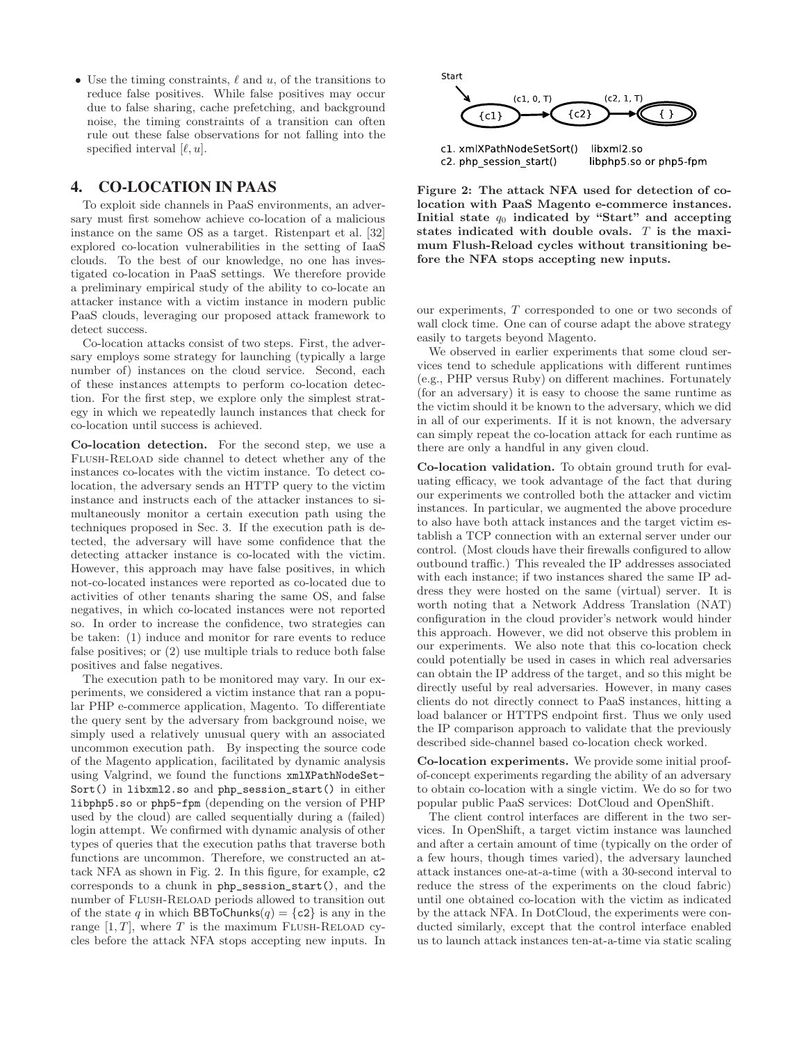- Use the timing constraints, $\ell$ and $u$, of the transitions to reduce false positives. While false positives may occur due to false sharing, cache prefetching, and background noise, the timing constraints of a transition can often rule out these false observations for not falling into the specified interval $[\ell, u]$.

## 4. CO-LOCATION IN PAAS

To exploit side channels in PaaS environments, an adversary must first somehow achieve co-location of a malicious instance on the same OS as a target. Ristenpart et al. [32] explored co-location vulnerabilities in the setting of IaaS clouds. To the best of our knowledge, no one has investigated co-location in PaaS settings. We therefore provide a preliminary empirical study of the ability to co-locate an attacker instance with a victim instance in modern public PaaS clouds, leveraging our proposed attack framework to detect success.

Co-location attacks consist of two steps. First, the adversary employs some strategy for launching (typically a large number of) instances on the cloud service. Second, each of these instances attempts to perform co-location detection. For the first step, we explore only the simplest strategy in which we repeatedly launch instances that check for co-location until success is achieved.

**Co-location detection.** For the second step, we use a Flush-Reload side channel to detect whether any of the instances co-locates with the victim instance. To detect co-location, the adversary sends an HTTP query to the victim instance and instructs each of the attacker instances to simultaneously monitor a certain execution path using the techniques proposed in Sec. 3. If the execution path is detected, the adversary will have some confidence that the detecting attacker instance is co-located with the victim. However, this approach may have false positives, in which not-co-located instances were reported as co-located due to activities of other tenants sharing the same OS, and false negatives, in which co-located instances were not reported so. In order to increase the confidence, two strategies can be taken: (1) induce and monitor for rare events to reduce false positives; or (2) use multiple trials to reduce both false positives and false negatives.

The execution path to be monitored may vary. In our experiments, we considered a victim instance that ran a popular PHP e-commerce application, Magento. To differentiate the query sent by the adversary from background noise, we simply used a relatively unusual query with an associated uncommon execution path. By inspecting the source code of the Magento application, facilitated by dynamic analysis using Valgrind, we found the functions `xmlXPathNodeSetSort()` in `libxml2.so` and `php_session_start()` in either `libphp5.so` or `php5-fpm` (depending on the version of PHP used by the cloud) are called sequentially during a (failed) login attempt. We confirmed with dynamic analysis of other types of queries that the execution paths that traverse both functions are uncommon. Therefore, we constructed an attack NFA as shown in Fig. 2. In this figure, for example, `c2` corresponds to a chunk in `php_session_start()`, and the number of Flush-Reload periods allowed to transition out of the state $q$ in which $\mathsf{BBToChunks}(q) = \{\texttt{c2}\}$ is any in the range $[1, T]$, where $T$ is the maximum Flush-Reload cycles before the attack NFA stops accepting new inputs. In our experiments, $T$ corresponded to one or two seconds of wall clock time. One can of course adapt the above strategy easily to targets beyond Magento.

Start → {c1} —(c1, 0, T)→ {c2} —(c2, 1, T)→ { }

c1. xmlXPathNodeSetSort() libxml2.so
c2. php_session_start() libphp5.so or php5-fpm

**Figure 2: The attack NFA used for detection of co-location with PaaS Magento e-commerce instances. Initial state $q_0$ indicated by "Start" and accepting states indicated with double ovals. $T$ is the maximum Flush-Reload cycles without transitioning before the NFA stops accepting new inputs.**

We observed in earlier experiments that some cloud services tend to schedule applications with different runtimes (e.g., PHP versus Ruby) on different machines. Fortunately (for an adversary) it is easy to choose the same runtime as the victim should it be known to the adversary, which we did in all of our experiments. If it is not known, the adversary can simply repeat the co-location attack for each runtime as there are only a handful in any given cloud.

**Co-location validation.** To obtain ground truth for evaluating efficacy, we took advantage of the fact that during our experiments we controlled both the attacker and victim instances. In particular, we augmented the above procedure to also have both attack instances and the target victim establish a TCP connection with an external server under our control. (Most clouds have their firewalls configured to allow outbound traffic.) This revealed the IP addresses associated with each instance; if two instances shared the same IP address they were hosted on the same (virtual) server. It is worth noting that a Network Address Translation (NAT) configuration in the cloud provider's network would hinder this approach. However, we did not observe this problem in our experiments. We also note that this co-location check could potentially be used in cases in which real adversaries can obtain the IP address of the target, and so this might be directly useful by real adversaries. However, in many cases clients do not directly connect to PaaS instances, hitting a load balancer or HTTPS endpoint first. Thus we only used the IP comparison approach to validate that the previously described side-channel based co-location check worked.

**Co-location experiments.** We provide some initial proof-of-concept experiments regarding the ability of an adversary to obtain co-location with a single victim. We do so for two popular public PaaS services: DotCloud and OpenShift.

The client control interfaces are different in the two services. In OpenShift, a target victim instance was launched and after a certain amount of time (typically on the order of a few hours, though times varied), the adversary launched attack instances one-at-a-time (with a 30-second interval to reduce the stress of the experiments on the cloud fabric) until one obtained co-location with the victim as indicated by the attack NFA. In DotCloud, the experiments were conducted similarly, except that the control interface enabled us to launch attack instances ten-at-a-time via static scaling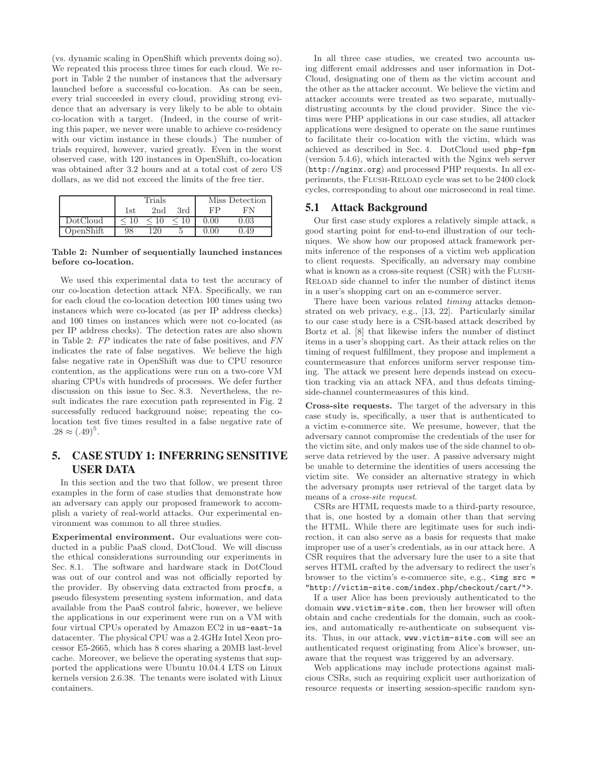(vs. dynamic scaling in OpenShift which prevents doing so). We repeated this process three times for each cloud. We report in Table 2 the number of instances that the adversary launched before a successful co-location. As can be seen, every trial succeeded in every cloud, providing strong evidence that an adversary is very likely to be able to obtain co-location with a target. (Indeed, in the course of writing this paper, we never were unable to achieve co-residency with our victim instance in these clouds.) The number of trials required, however, varied greatly. Even in the worst observed case, with 120 instances in OpenShift, co-location was obtained after 3.2 hours and at a total cost of zero US dollars, as we did not exceed the limits of the free tier.

| | Trials | | | Miss Detection | |
|---|---|---|---|---|---|
| | 1st | 2nd | 3rd | FP | FN |
| DotCloud | $\leq 10$ | $\leq 10$ | $\leq 10$ | 0.00 | 0.03 |
| OpenShift | 98 | 120 | 5 | 0.00 | 0.49 |

**Table 2: Number of sequentially launched instances before co-location.**

We used this experimental data to test the accuracy of our co-location detection attack NFA. Specifically, we ran for each cloud the co-location detection 100 times using two instances which were co-located (as per IP address checks) and 100 times on instances which were not co-located (as per IP address checks). The detection rates are also shown in Table 2: *FP* indicates the rate of false positives, and *FN* indicates the rate of false negatives. We believe the high false negative rate in OpenShift was due to CPU resource contention, as the applications were run on a two-core VM sharing CPUs with hundreds of processes. We defer further discussion on this issue to Sec. 8.3. Nevertheless, the result indicates the rare execution path represented in Fig. 2 successfully reduced background noise; repeating the co-location test five times resulted in a false negative rate of $.28 \approx (.49)^5$.

## 5. CASE STUDY 1: INFERRING SENSITIVE USER DATA

In this section and the two that follow, we present three examples in the form of case studies that demonstrate how an adversary can apply our proposed framework to accomplish a variety of real-world attacks. Our experimental environment was common to all three studies.

**Experimental environment.** Our evaluations were conducted in a public PaaS cloud, DotCloud. We will discuss the ethical considerations surrounding our experiments in Sec. 8.1. The software and hardware stack in DotCloud was out of our control and was not officially reported by the provider. By observing data extracted from `procfs`, a pseudo filesystem presenting system information, and data available from the PaaS control fabric, however, we believe the applications in our experiment were run on a VM with four virtual CPUs operated by Amazon EC2 in `us-east-1a` datacenter. The physical CPU was a 2.4GHz Intel Xeon processor E5-2665, which has 8 cores sharing a 20MB last-level cache. Moreover, we believe the operating systems that supported the applications were Ubuntu 10.04.4 LTS on Linux kernels version 2.6.38. The tenants were isolated with Linux containers.

In all three case studies, we created two accounts using different email addresses and user information in DotCloud, designating one of them as the victim account and the other as the attacker account. We believe the victim and attacker accounts were treated as two separate, mutually-distrusting accounts by the cloud provider. Since the victims were PHP applications in our case studies, all attacker applications were designed to operate on the same runtimes to facilitate their co-location with the victim, which was achieved as described in Sec. 4. DotCloud used `php-fpm` (version 5.4.6), which interacted with the Nginx web server (`http://nginx.org`) and processed PHP requests. In all experiments, the Flush-Reload cycle was set to be 2400 clock cycles, corresponding to about one microsecond in real time.

### 5.1 Attack Background

Our first case study explores a relatively simple attack, a good starting point for end-to-end illustration of our techniques. We show how our proposed attack framework permits inference of the responses of a victim web application to client requests. Specifically, an adversary may combine what is known as a cross-site request (CSR) with the Flush-Reload side channel to infer the number of distinct items in a user's shopping cart on an e-commerce server.

There have been various related *timing* attacks demonstrated on web privacy, e.g., [13, 22]. Particularly similar to our case study here is a CSR-based attack described by Bortz et al. [8] that likewise infers the number of distinct items in a user's shopping cart. As their attack relies on the timing of request fulfillment, they propose and implement a countermeasure that enforces uniform server response timing. The attack we present here depends instead on execution tracking via an attack NFA, and thus defeats timing-side-channel countermeasures of this kind.

**Cross-site requests.** The target of the adversary in this case study is, specifically, a user that is authenticated to a victim e-commerce site. We presume, however, that the adversary cannot compromise the credentials of the user for the victim site, and only makes use of the side channel to observe data retrieved by the user. A passive adversary might be unable to determine the identities of users accessing the victim site. We consider an alternative strategy in which the adversary prompts user retrieval of the target data by means of a *cross-site request*.

CSRs are HTML requests made to a third-party resource, that is, one hosted by a domain other than that serving the HTML. While there are legitimate uses for such indirection, it can also serve as a basis for requests that make improper use of a user's credentials, as in our attack here. A CSR requires that the adversary lure the user to a site that serves HTML crafted by the adversary to redirect the user's browser to the victim's e-commerce site, e.g., `<img src = "http://victim-site.com/index.php/checkout/cart/">`.

If a user Alice has been previously authenticated to the domain `www.victim-site.com`, then her browser will often obtain and cache credentials for the domain, such as cookies, and automatically re-authenticate on subsequent visits. Thus, in our attack, `www.victim-site.com` will see an authenticated request originating from Alice's browser, unaware that the request was triggered by an adversary.

Web applications may include protections against malicious CSRs, such as requiring explicit user authorization of resource requests or inserting session-specific random syn-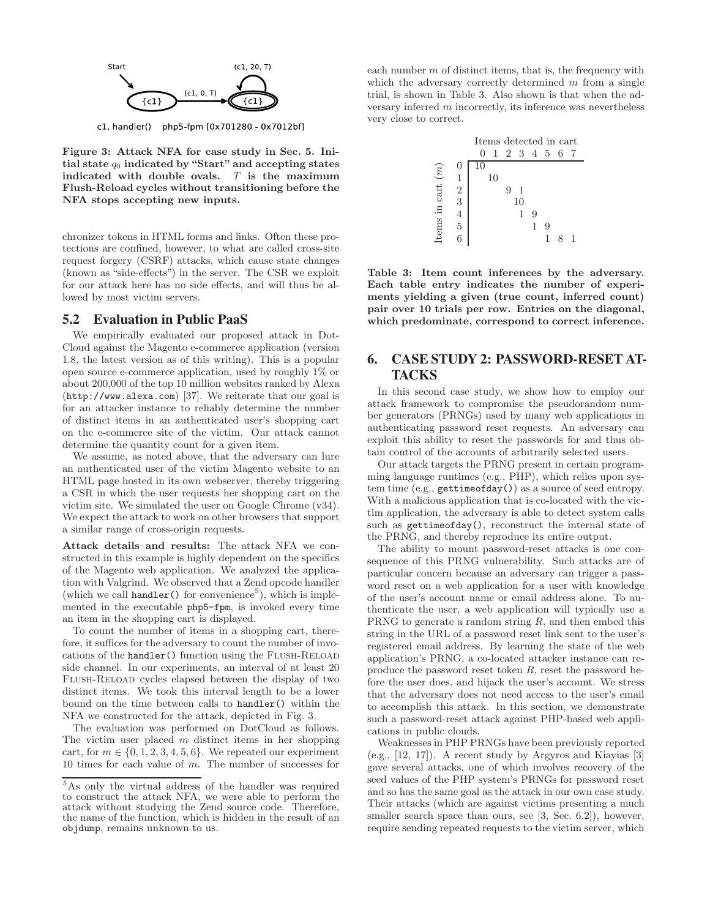Figure 3: Attack NFA for case study in Sec. 5. Initial state $q_0$ indicated by "Start" and accepting states indicated with double ovals. $T$ is the maximum Flush-Reload cycles without transitioning before the NFA stops accepting new inputs.

chronizer tokens in HTML forms and links. Often these protections are confined, however, to what are called cross-site request forgery (CSRF) attacks, which cause state changes (known as "side-effects") in the server. The CSR we exploit for our attack here has no side effects, and will thus be allowed by most victim servers.

## 5.2 Evaluation in Public PaaS

We empirically evaluated our proposed attack in DotCloud against the Magento e-commerce application (version 1.8, the latest version as of this writing). This is a popular open source e-commerce application, used by roughly 1% or about 200,000 of the top 10 million websites ranked by Alexa (`http://www.alexa.com`) [37]. We reiterate that our goal is for an attacker instance to reliably determine the number of distinct items in an authenticated user's shopping cart on the e-commerce site of the victim. Our attack cannot determine the quantity count for a given item.

We assume, as noted above, that the adversary can lure an authenticated user of the victim Magento website to an HTML page hosted in its own webserver, thereby triggering a CSR in which the user requests her shopping cart on the victim site. We simulated the user on Google Chrome (v34). We expect the attack to work on other browsers that support a similar range of cross-origin requests.

**Attack details and results:** The attack NFA we constructed in this example is highly dependent on the specifics of the Magento web application. We analyzed the application with Valgrind. We observed that a Zend opcode handler (which we call `handler()` for convenience[5]), which is implemented in the executable `php5-fpm`, is invoked every time an item in the shopping cart is displayed.

To count the number of items in a shopping cart, therefore, it suffices for the adversary to count the number of invocations of the `handler()` function using the Flush-Reload side channel. In our experiments, an interval of at least 20 Flush-Reload cycles elapsed between the display of two distinct items. We took this interval length to be a lower bound on the time between calls to `handler()` within the NFA we constructed for the attack, depicted in Fig. 3.

The evaluation was performed on DotCloud as follows. The victim user placed $m$ distinct items in her shopping cart, for $m \in \{0, 1, 2, 3, 4, 5, 6\}$. We repeated our experiment 10 times for each value of $m$. The number of successes for each number $m$ of distinct items, that is, the frequency with which the adversary correctly determined $m$ from a single trial, is shown in Table 3. Also shown is that when the adversary inferred $m$ incorrectly, its inference was nevertheless very close to correct.

| Items in cart ($m$) \ Items detected in cart | 0 | 1 | 2 | 3 | 4 | 5 | 6 | 7 |
|---|---|---|---|---|---|---|---|---|
| 0 | 10 | | | | | | | |
| 1 | | 10 | | | | | | |
| 2 | | | 9 | 1 | | | | |
| 3 | | | | 10 | | | | |
| 4 | | | | 1 | 9 | | | |
| 5 | | | | | 1 | 9 | | |
| 6 | | | | | | 1 | 8 | 1 |

Table 3: Item count inferences by the adversary. Each table entry indicates the number of experiments yielding a given (true count, inferred count) pair over 10 trials per row. Entries on the diagonal, which predominate, correspond to correct inference.

# 6. CASE STUDY 2: PASSWORD-RESET ATTACKS

In this second case study, we show how to employ our attack framework to compromise the pseudorandom number generators (PRNGs) used by many web applications in authenticating password reset requests. An adversary can exploit this ability to reset the passwords for and thus obtain control of the accounts of arbitrarily selected users.

Our attack targets the PRNG present in certain programming language runtimes (e.g., PHP), which relies upon system time (e.g., `gettimeofday()`) as a source of seed entropy. With a malicious application that is co-located with the victim application, the adversary is able to detect system calls such as `gettimeofday()`, reconstruct the internal state of the PRNG, and thereby reproduce its entire output.

The ability to mount password-reset attacks is one consequence of this PRNG vulnerability. Such attacks are of particular concern because an adversary can trigger a password reset on a web application for a user with knowledge of the user's account name or email address alone. To authenticate the user, a web application will typically use a PRNG to generate a random string $R$, and then embed this string in the URL of a password reset link sent to the user's registered email address. By learning the state of the web application's PRNG, a co-located attacker instance can reproduce the password reset token $R$, reset the password before the user does, and hijack the user's account. We stress that the adversary does not need access to the user's email to accomplish this attack. In this section, we demonstrate such a password-reset attack against PHP-based web applications in public clouds.

Weaknesses in PHP PRNGs have been previously reported (e.g., [12, 17]). A recent study by Argyros and Kiayias [3] gave several attacks, one of which involves recovery of the seed values of the PHP system's PRNGs for password reset and so has the same goal as the attack in our own case study. Their attacks (which are against victims presenting a much smaller search space than ours, see [3, Sec. 6.2]), however, require sending repeated requests to the victim server, which

[5]As only the virtual address of the handler was required to construct the attack NFA, we were able to perform the attack without studying the Zend source code. Therefore, the name of the function, which is hidden in the result of an `objdump`, remains unknown to us.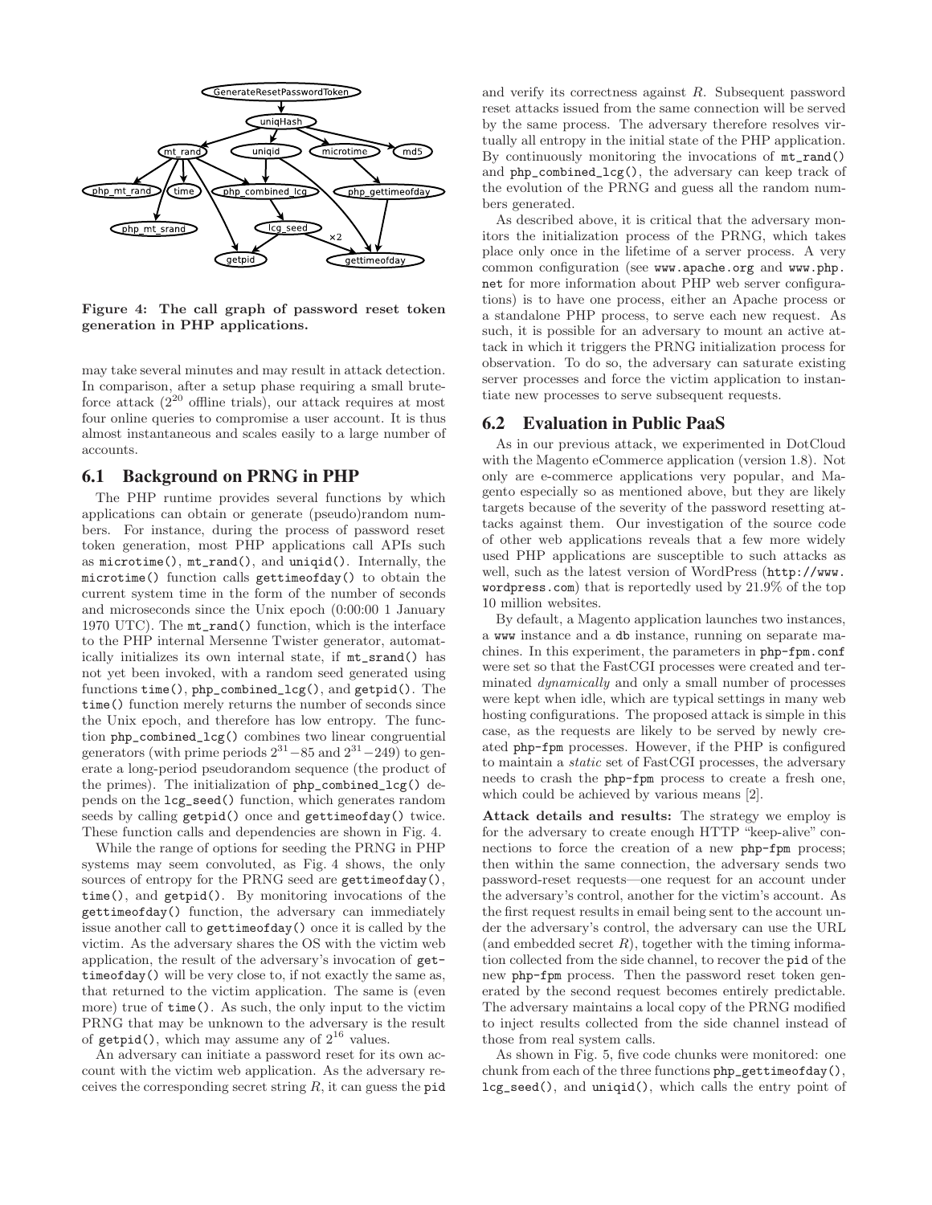**Figure 4: The call graph of password reset token generation in PHP applications.**

may take several minutes and may result in attack detection. In comparison, after a setup phase requiring a small brute-force attack ($2^{20}$ offline trials), our attack requires at most four online queries to compromise a user account. It is thus almost instantaneous and scales easily to a large number of accounts.

## 6.1 Background on PRNG in PHP

The PHP runtime provides several functions by which applications can obtain or generate (pseudo)random numbers. For instance, during the process of password reset token generation, most PHP applications call APIs such as `microtime()`, `mt_rand()`, and `uniqid()`. Internally, the `microtime()` function calls `gettimeofday()` to obtain the current system time in the form of the number of seconds and microseconds since the Unix epoch (0:00:00 1 January 1970 UTC). The `mt_rand()` function, which is the interface to the PHP internal Mersenne Twister generator, automatically initializes its own internal state, if `mt_srand()` has not yet been invoked, with a random seed generated using functions `time()`, `php_combined_lcg()`, and `getpid()`. The `time()` function merely returns the number of seconds since the Unix epoch, and therefore has low entropy. The function `php_combined_lcg()` combines two linear congruential generators (with prime periods $2^{31}-85$ and $2^{31}-249$) to generate a long-period pseudorandom sequence (the product of the primes). The initialization of `php_combined_lcg()` depends on the `lcg_seed()` function, which generates random seeds by calling `getpid()` once and `gettimeofday()` twice. These function calls and dependencies are shown in Fig. 4.

While the range of options for seeding the PRNG in PHP systems may seem convoluted, as Fig. 4 shows, the only sources of entropy for the PRNG seed are `gettimeofday()`, `time()`, and `getpid()`. By monitoring invocations of the `gettimeofday()` function, the adversary can immediately issue another call to `gettimeofday()` once it is called by the victim. As the adversary shares the OS with the victim web application, the result of the adversary's invocation of `gettimeofday()` will be very close to, if not exactly the same as, that returned to the victim application. The same is (even more) true of `time()`. As such, the only input to the victim PRNG that may be unknown to the adversary is the result of `getpid()`, which may assume any of $2^{16}$ values.

An adversary can initiate a password reset for its own account with the victim web application. As the adversary receives the corresponding secret string $R$, it can guess the `pid` and verify its correctness against $R$. Subsequent password reset attacks issued from the same connection will be served by the same process. The adversary therefore resolves virtually all entropy in the initial state of the PHP application. By continuously monitoring the invocations of `mt_rand()` and `php_combined_lcg()`, the adversary can keep track of the evolution of the PRNG and guess all the random numbers generated.

As described above, it is critical that the adversary monitors the initialization process of the PRNG, which takes place only once in the lifetime of a server process. A very common configuration (see www.apache.org and www.php.net for more information about PHP web server configurations) is to have one process, either an Apache process or a standalone PHP process, to serve each new request. As such, it is possible for an adversary to mount an active attack in which it triggers the PRNG initialization process for observation. To do so, the adversary can saturate existing server processes and force the victim application to instantiate new processes to serve subsequent requests.

## 6.2 Evaluation in Public PaaS

As in our previous attack, we experimented in DotCloud with the Magento eCommerce application (version 1.8). Not only are e-commerce applications very popular, and Magento especially so as mentioned above, but they are likely targets because of the severity of the password resetting attacks against them. Our investigation of the source code of other web applications reveals that a few more widely used PHP applications are susceptible to such attacks as well, such as the latest version of WordPress (http://www.wordpress.com) that is reportedly used by 21.9% of the top 10 million websites.

By default, a Magento application launches two instances, a `www` instance and a `db` instance, running on separate machines. In this experiment, the parameters in `php-fpm.conf` were set so that the FastCGI processes were created and terminated *dynamically* and only a small number of processes were kept when idle, which are typical settings in many web hosting configurations. The proposed attack is simple in this case, as the requests are likely to be served by newly created `php-fpm` processes. However, if the PHP is configured to maintain a *static* set of FastCGI processes, the adversary needs to crash the `php-fpm` process to create a fresh one, which could be achieved by various means [2].

**Attack details and results:** The strategy we employ is for the adversary to create enough HTTP "keep-alive" connections to force the creation of a new `php-fpm` process; then within the same connection, the adversary sends two password-reset requests—one request for an account under the adversary's control, another for the victim's account. As the first request results in email being sent to the account under the adversary's control, the adversary can use the URL (and embedded secret $R$), together with the timing information collected from the side channel, to recover the `pid` of the new `php-fpm` process. Then the password reset token generated by the second request becomes entirely predictable. The adversary maintains a local copy of the PRNG modified to inject results collected from the side channel instead of those from real system calls.

As shown in Fig. 5, five code chunks were monitored: one chunk from each of the three functions `php_gettimeofday()`, `lcg_seed()`, and `uniqid()`, which calls the entry point of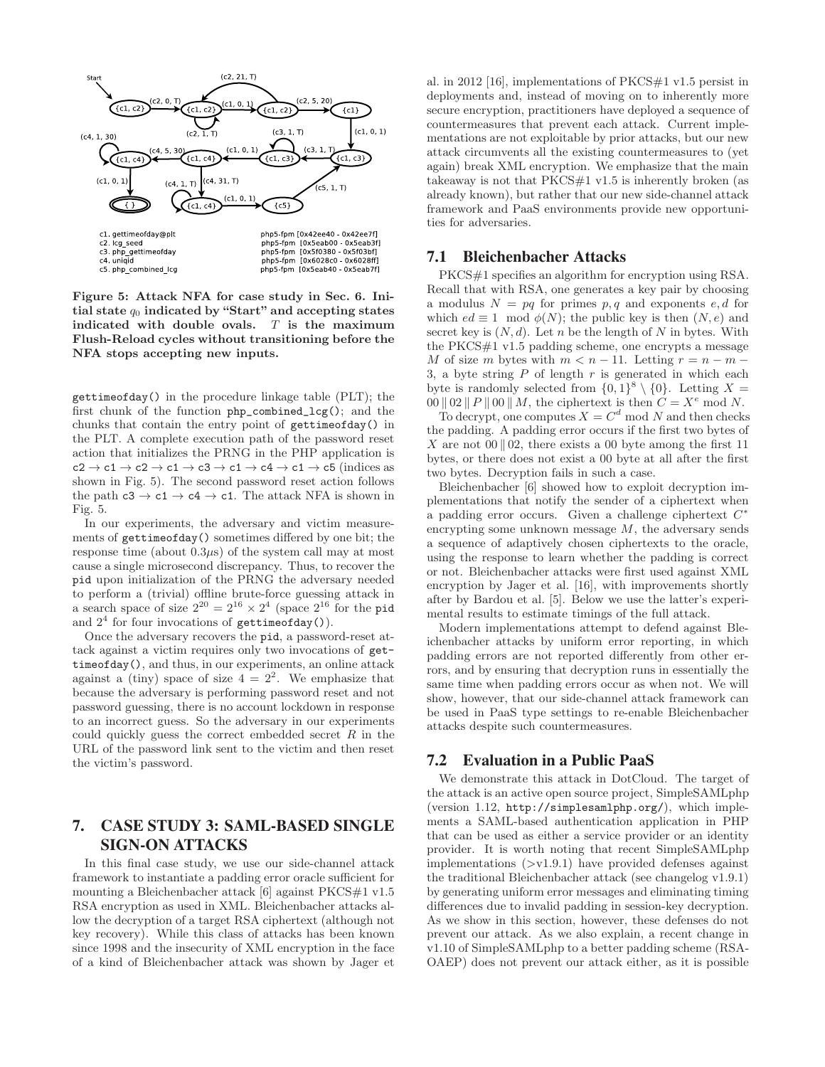Figure 5: Attack NFA for case study in Sec. 6. Initial state $q_0$ indicated by "Start" and accepting states indicated with double ovals. $T$ is the maximum Flush-Reload cycles without transitioning before the NFA stops accepting new inputs.

gettimeofday() in the procedure linkage table (PLT); the first chunk of the function php_combined_lcg(); and the chunks that contain the entry point of gettimeofday() in the PLT. A complete execution path of the password reset action that initializes the PRNG in the PHP application is c2 → c1 → c2 → c1 → c3 → c1 → c4 → c1 → c5 (indices as shown in Fig. 5). The second password reset action follows the path c3 → c1 → c4 → c1. The attack NFA is shown in Fig. 5.

In our experiments, the adversary and victim measurements of gettimeofday() sometimes differed by one bit; the response time (about $0.3\mu s$) of the system call may at most cause a single microsecond discrepancy. Thus, to recover the pid upon initialization of the PRNG the adversary needed to perform a (trivial) offline brute-force guessing attack in a search space of size $2^{20} = 2^{16} \times 2^4$ (space $2^{16}$ for the pid and $2^4$ for four invocations of gettimeofday()).

Once the adversary recovers the pid, a password-reset attack against a victim requires only two invocations of gettimeofday(), and thus, in our experiments, an online attack against a (tiny) space of size $4 = 2^2$. We emphasize that because the adversary is performing password reset and not password guessing, there is no account lockdown in response to an incorrect guess. So the adversary in our experiments could quickly guess the correct embedded secret $R$ in the URL of the password link sent to the victim and then reset the victim's password.

# 7. CASE STUDY 3: SAML-BASED SINGLE SIGN-ON ATTACKS

In this final case study, we use our side-channel attack framework to instantiate a padding error oracle sufficient for mounting a Bleichenbacher attack [6] against PKCS#1 v1.5 RSA encryption as used in XML. Bleichenbacher attacks allow the decryption of a target RSA ciphertext (although not key recovery). While this class of attacks has been known since 1998 and the insecurity of XML encryption in the face of a kind of Bleichenbacher attack was shown by Jager et al. in 2012 [16], implementations of PKCS#1 v1.5 persist in deployments and, instead of moving on to inherently more secure encryption, practitioners have deployed a sequence of countermeasures that prevent each attack. Current implementations are not exploitable by prior attacks, but our new attack circumvents all the existing countermeasures to (yet again) break XML encryption. We emphasize that the main takeaway is not that PKCS#1 v1.5 is inherently broken (as already known), but rather that our new side-channel attack framework and PaaS environments provide new opportunities for adversaries.

## 7.1 Bleichenbacher Attacks

PKCS#1 specifies an algorithm for encryption using RSA. Recall that with RSA, one generates a key pair by choosing a modulus $N = pq$ for primes $p, q$ and exponents $e, d$ for which $ed \equiv 1 \mod \phi(N)$; the public key is then $(N, e)$ and secret key is $(N, d)$. Let $n$ be the length of $N$ in bytes. With the PKCS#1 v1.5 padding scheme, one encrypts a message $M$ of size $m$ bytes with $m < n - 11$. Letting $r = n - m - 3$, a byte string $P$ of length $r$ is generated in which each byte is randomly selected from $\{0,1\}^8 \setminus \{0\}$. Letting $X = 00 \,\|\, 02 \,\|\, P \,\|\, 00 \,\|\, M$, the ciphertext is then $C = X^e \mod N$.

To decrypt, one computes $X = C^d \mod N$ and then checks the padding. A padding error occurs if the first two bytes of $X$ are not $00 \,\|\, 02$, there exists a 00 byte among the first 11 bytes, or there does not exist a 00 byte at all after the first two bytes. Decryption fails in such a case.

Bleichenbacher [6] showed how to exploit decryption implementations that notify the sender of a ciphertext when a padding error occurs. Given a challenge ciphertext $C^*$ encrypting some unknown message $M$, the adversary sends a sequence of adaptively chosen ciphertexts to the oracle, using the response to learn whether the padding is correct or not. Bleichenbacher attacks were first used against XML encryption by Jager et al. [16], with improvements shortly after by Bardou et al. [5]. Below we use the latter's experimental results to estimate timings of the full attack.

Modern implementations attempt to defend against Bleichenbacher attacks by uniform error reporting, in which padding errors are not reported differently from other errors, and by ensuring that decryption runs in essentially the same time when padding errors occur as when not. We will show, however, that our side-channel attack framework can be used in PaaS type settings to re-enable Bleichenbacher attacks despite such countermeasures.

## 7.2 Evaluation in a Public PaaS

We demonstrate this attack in DotCloud. The target of the attack is an active open source project, SimpleSAMLphp (version 1.12, http://simplesamlphp.org/), which implements a SAML-based authentication application in PHP that can be used as either a service provider or an identity provider. It is worth noting that recent SimpleSAMLphp implementations (>v1.9.1) have provided defenses against the traditional Bleichenbacher attack (see changelog v1.9.1) by generating uniform error messages and eliminating timing differences due to invalid padding in session-key decryption. As we show in this section, however, these defenses do not prevent our attack. As we also explain, a recent change in v1.10 of SimpleSAMLphp to a better padding scheme (RSA-OAEP) does not prevent our attack either, as it is possible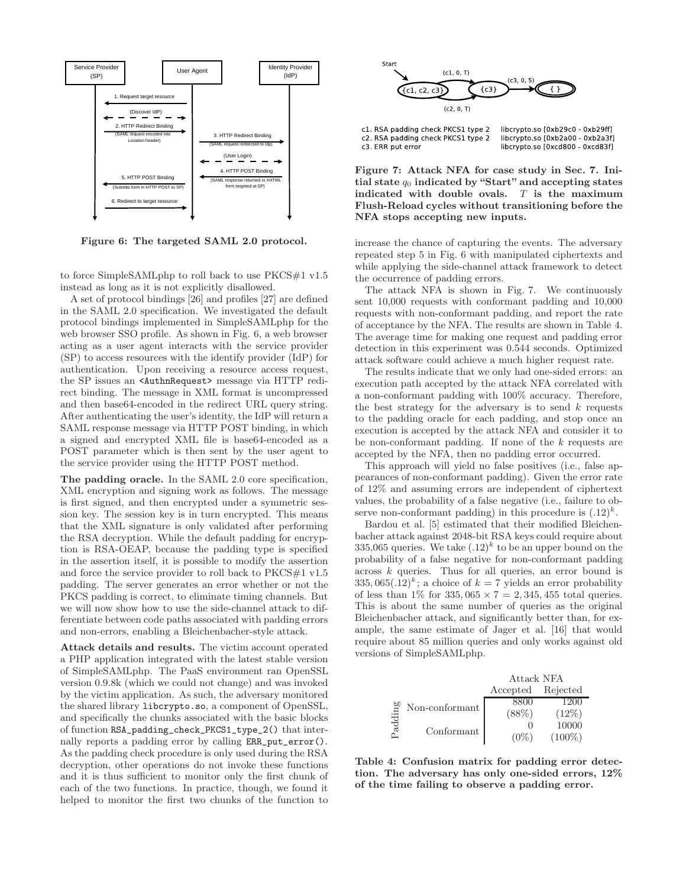Figure 6: The targeted SAML 2.0 protocol.

to force SimpleSAMLphp to roll back to use PKCS#1 v1.5 instead as long as it is not explicitly disallowed.

A set of protocol bindings [26] and profiles [27] are defined in the SAML 2.0 specification. We investigated the default protocol bindings implemented in SimpleSAMLphp for the web browser SSO profile. As shown in Fig. 6, a web browser acting as a user agent interacts with the service provider (SP) to access resources with the identify provider (IdP) for authentication. Upon receiving a resource access request, the SP issues an `<AuthnRequest>` message via HTTP redirect binding. The message in XML format is uncompressed and then base64-encoded in the redirect URL query string. After authenticating the user's identity, the IdP will return a SAML response message via HTTP POST binding, in which a signed and encrypted XML file is base64-encoded as a POST parameter which is then sent by the user agent to the service provider using the HTTP POST method.

**The padding oracle.** In the SAML 2.0 core specification, XML encryption and signing work as follows. The message is first signed, and then encrypted under a symmetric session key. The session key is in turn encrypted. This means that the XML signature is only validated after performing the RSA decryption. While the default padding for encryption is RSA-OEAP, because the padding type is specified in the assertion itself, it is possible to modify the assertion and force the service provider to roll back to PKCS#1 v1.5 padding. The server generates an error whether or not the PKCS padding is correct, to eliminate timing channels. But we will now show how to use the side-channel attack to differentiate between code paths associated with padding errors and non-errors, enabling a Bleichenbacher-style attack.

**Attack details and results.** The victim account operated a PHP application integrated with the latest stable version of SimpleSAMLphp. The PaaS environment ran OpenSSL version 0.9.8k (which we could not change) and was invoked by the victim application. As such, the adversary monitored the shared library `libcrypto.so`, a component of OpenSSL, and specifically the chunks associated with the basic blocks of function `RSA_padding_check_PKCS1_type_2()` that internally reports a padding error by calling `ERR_put_error()`. As the padding check procedure is only used during the RSA decryption, other operations do not invoke these functions and it is thus sufficient to monitor only the first chunk of each of the two functions. In practice, though, we found it helped to monitor the first two chunks of the function to increase the chance of capturing the events. The adversary repeated step 5 in Fig. 6 with manipulated ciphertexts and while applying the side-channel attack framework to detect the occurrence of padding errors.

c1. RSA padding check PKCS1 type 2 — libcrypto.so [0xb29c0 - 0xb29ff]
c2. RSA padding check PKCS1 type 2 — libcrypto.so [0xb2a00 - 0xb2a3f]
c3. ERR put error — libcrypto.so [0xcd800 - 0xcd83f]

**Figure 7: Attack NFA for case study in Sec. 7. Initial state $q_0$ indicated by "Start" and accepting states indicated with double ovals. $T$ is the maximum Flush-Reload cycles without transitioning before the NFA stops accepting new inputs.**

The attack NFA is shown in Fig. 7. We continuously sent 10,000 requests with conformant padding and 10,000 requests with non-conformant padding, and report the rate of acceptance by the NFA. The results are shown in Table 4. The average time for making one request and padding error detection in this experiment was 0.544 seconds. Optimized attack software could achieve a much higher request rate.

The results indicate that we only had one-sided errors: an execution path accepted by the attack NFA correlated with a non-conformant padding with 100% accuracy. Therefore, the best strategy for the adversary is to send $k$ requests to the padding oracle for each padding, and stop once an execution is accepted by the attack NFA and consider it to be non-conformant padding. If none of the $k$ requests are accepted by the NFA, then no padding error occurred.

This approach will yield no false positives (i.e., false appearances of non-conformant padding). Given the error rate of 12% and assuming errors are independent of ciphertext values, the probability of a false negative (i.e., failure to observe non-conformant padding) in this procedure is $(.12)^k$.

Bardou et al. [5] estimated that their modified Bleichenbacher attack against 2048-bit RSA keys could require about 335,065 queries. We take $(.12)^k$ to be an upper bound on the probability of a false negative for non-conformant padding across $k$ queries. Thus for all queries, an error bound is $335,065(.12)^k$; a choice of $k = 7$ yields an error probability of less than 1% for $335,065 \times 7 = 2,345,455$ total queries. This is about the same number of queries as the original Bleichenbacher attack, and significantly better than, for example, the same estimate of Jager et al. [16] that would require about 85 million queries and only works against old versions of SimpleSAMLphp.

| | | Attack NFA | |
|---|---|---|---|
| | | Accepted | Rejected |
| Padding | Non-conformant | 8800 (88%) | 1200 (12%) |
| | Conformant | 0 (0%) | 10000 (100%) |

**Table 4: Confusion matrix for padding error detection. The adversary has only one-sided errors, 12% of the time failing to observe a padding error.**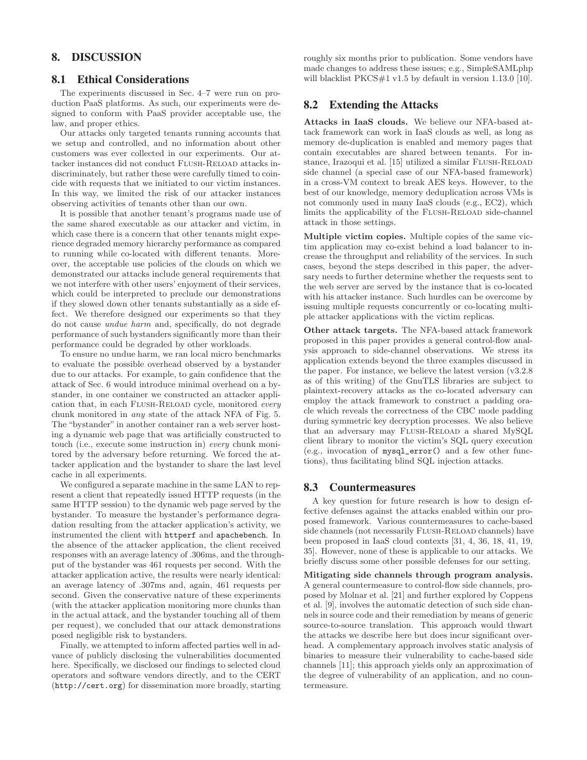## 8. DISCUSSION

### 8.1 Ethical Considerations

The experiments discussed in Sec. 4–7 were run on production PaaS platforms. As such, our experiments were designed to conform with PaaS provider acceptable use, the law, and proper ethics.

Our attacks only targeted tenants running accounts that we setup and controlled, and no information about other customers was ever collected in our experiments. Our attacker instances did not conduct FLUSH-RELOAD attacks indiscriminately, but rather these were carefully timed to coincide with requests that we initiated to our victim instances. In this way, we limited the risk of our attacker instances observing activities of tenants other than our own.

It is possible that another tenant's programs made use of the same shared executable as our attacker and victim, in which case there is a concern that other tenants might experience degraded memory hierarchy performance as compared to running while co-located with different tenants. Moreover, the acceptable use policies of the clouds on which we demonstrated our attacks include general requirements that we not interfere with other users' enjoyment of their services, which could be interpreted to preclude our demonstrations if they slowed down other tenants substantially as a side effect. We therefore designed our experiments so that they do not cause *undue harm* and, specifically, do not degrade performance of such bystanders significantly more than their performance could be degraded by other workloads.

To ensure no undue harm, we ran local micro benchmarks to evaluate the possible overhead observed by a bystander due to our attacks. For example, to gain confidence that the attack of Sec. 6 would introduce minimal overhead on a bystander, in one container we constructed an attacker application that, in each FLUSH-RELOAD cycle, monitored *every* chunk monitored in *any* state of the attack NFA of Fig. 5. The "bystander" in another container ran a web server hosting a dynamic web page that was artificially constructed to touch (i.e., execute some instruction in) *every* chunk monitored by the adversary before returning. We forced the attacker application and the bystander to share the last level cache in all experiments.

We configured a separate machine in the same LAN to represent a client that repeatedly issued HTTP requests (in the same HTTP session) to the dynamic web page served by the bystander. To measure the bystander's performance degradation resulting from the attacker application's activity, we instrumented the client with `httperf` and `apachebench`. In the absence of the attacker application, the client received responses with an average latency of .306ms, and the throughput of the bystander was 461 requests per second. With the attacker application active, the results were nearly identical: an average latency of .307ms and, again, 461 requests per second. Given the conservative nature of these experiments (with the attacker application monitoring more chunks than in the actual attack, and the bystander touching all of them per request), we concluded that our attack demonstrations posed negligible risk to bystanders.

Finally, we attempted to inform affected parties well in advance of publicly disclosing the vulnerabilities documented here. Specifically, we disclosed our findings to selected cloud operators and software vendors directly, and to the CERT (`http://cert.org`) for dissemination more broadly, starting roughly six months prior to publication. Some vendors have made changes to address these issues; e.g., SimpleSAMLphp will blacklist PKCS#1 v1.5 by default in version 1.13.0 [10].

### 8.2 Extending the Attacks

**Attacks in IaaS clouds.** We believe our NFA-based attack framework can work in IaaS clouds as well, as long as memory de-duplication is enabled and memory pages that contain executables are shared between tenants. For instance, Irazoqui et al. [15] utilized a similar FLUSH-RELOAD side channel (a special case of our NFA-based framework) in a cross-VM context to break AES keys. However, to the best of our knowledge, memory deduplication across VMs is not commonly used in many IaaS clouds (e.g., EC2), which limits the applicability of the FLUSH-RELOAD side-channel attack in those settings.

**Multiple victim copies.** Multiple copies of the same victim application may co-exist behind a load balancer to increase the throughput and reliability of the services. In such cases, beyond the steps described in this paper, the adversary needs to further determine whether the requests sent to the web server are served by the instance that is co-located with his attacker instance. Such hurdles can be overcome by issuing multiple requests concurrently or co-locating multiple attacker applications with the victim replicas.

**Other attack targets.** The NFA-based attack framework proposed in this paper provides a general control-flow analysis approach to side-channel observations. We stress its application extends beyond the three examples discussed in the paper. For instance, we believe the latest version (v3.2.8 as of this writing) of the GnuTLS libraries are subject to plaintext-recovery attacks as the co-located adversary can employ the attack framework to construct a padding oracle which reveals the correctness of the CBC mode padding during symmetric key decryption processes. We also believe that an adversary may FLUSH-RELOAD a shared MySQL client library to monitor the victim's SQL query execution (e.g., invocation of `mysql_error()` and a few other functions), thus facilitating blind SQL injection attacks.

### 8.3 Countermeasures

A key question for future research is how to design effective defenses against the attacks enabled within our proposed framework. Various countermeasures to cache-based side channels (not necessarily FLUSH-RELOAD channels) have been proposed in IaaS cloud contexts [31, 4, 36, 18, 41, 19, 35]. However, none of these is applicable to our attacks. We briefly discuss some other possible defenses for our setting.

**Mitigating side channels through program analysis.** A general countermeasure to control-flow side channels, proposed by Molnar et al. [21] and further explored by Coppens et al. [9], involves the automatic detection of such side channels in source code and their remediation by means of generic source-to-source translation. This approach would thwart the attacks we describe here but does incur significant overhead. A complementary approach involves static analysis of binaries to measure their vulnerability to cache-based side channels [11]; this approach yields only an approximation of the degree of vulnerability of an application, and no countermeasure.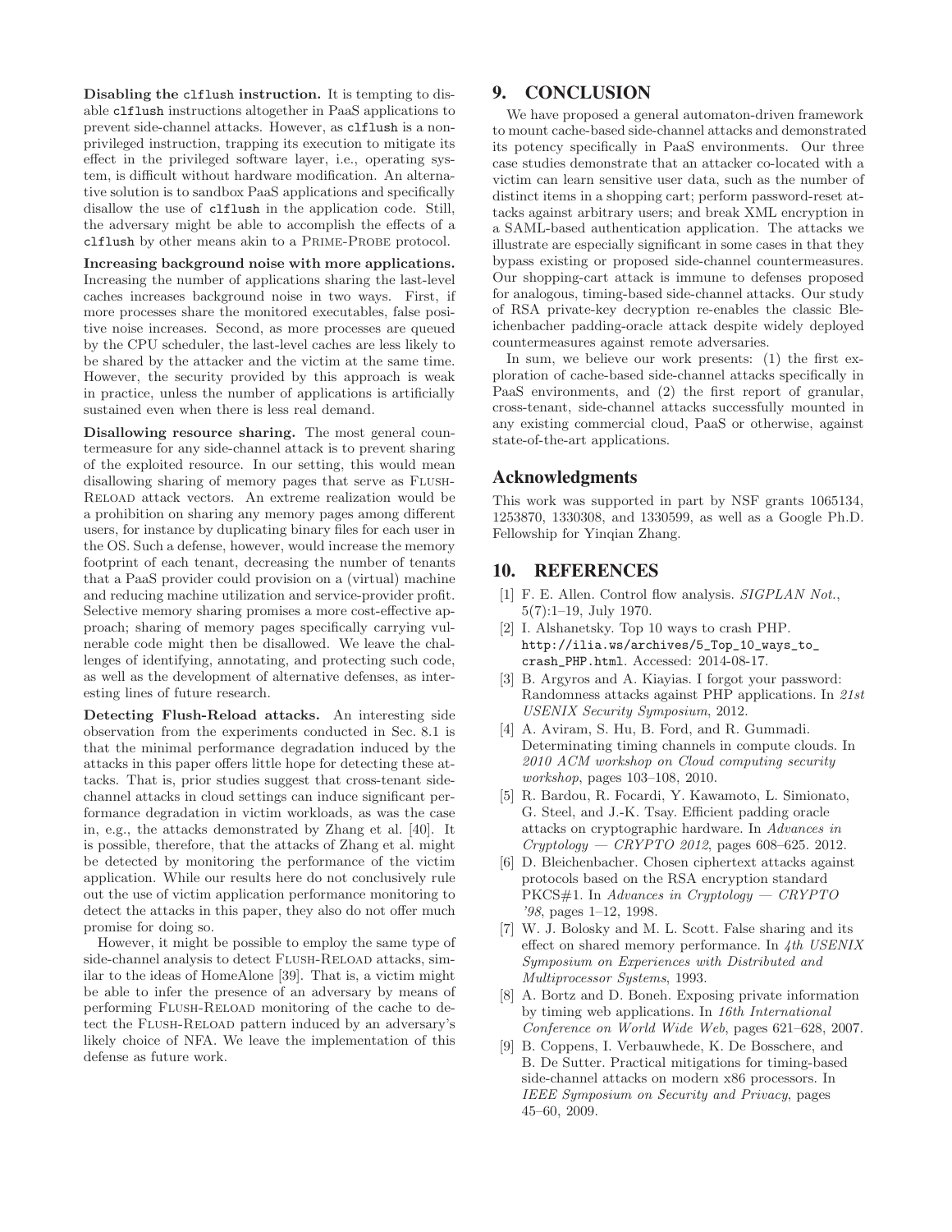**Disabling the clflush instruction.** It is tempting to disable clflush instructions altogether in PaaS applications to prevent side-channel attacks. However, as clflush is a non-privileged instruction, trapping its execution to mitigate its effect in the privileged software layer, i.e., operating system, is difficult without hardware modification. An alternative solution is to sandbox PaaS applications and specifically disallow the use of clflush in the application code. Still, the adversary might be able to accomplish the effects of a clflush by other means akin to a PRIME-PROBE protocol.

**Increasing background noise with more applications.** Increasing the number of applications sharing the last-level caches increases background noise in two ways. First, if more processes share the monitored executables, false positive noise increases. Second, as more processes are queued by the CPU scheduler, the last-level caches are less likely to be shared by the attacker and the victim at the same time. However, the security provided by this approach is weak in practice, unless the number of applications is artificially sustained even when there is less real demand.

**Disallowing resource sharing.** The most general countermeasure for any side-channel attack is to prevent sharing of the exploited resource. In our setting, this would mean disallowing sharing of memory pages that serve as FLUSH-RELOAD attack vectors. An extreme realization would be a prohibition on sharing any memory pages among different users, for instance by duplicating binary files for each user in the OS. Such a defense, however, would increase the memory footprint of each tenant, decreasing the number of tenants that a PaaS provider could provision on a (virtual) machine and reducing machine utilization and service-provider profit. Selective memory sharing promises a more cost-effective approach; sharing of memory pages specifically carrying vulnerable code might then be disallowed. We leave the challenges of identifying, annotating, and protecting such code, as well as the development of alternative defenses, as interesting lines of future research.

**Detecting Flush-Reload attacks.** An interesting side observation from the experiments conducted in Sec. 8.1 is that the minimal performance degradation induced by the attacks in this paper offers little hope for detecting these attacks. That is, prior studies suggest that cross-tenant side-channel attacks in cloud settings can induce significant performance degradation in victim workloads, as was the case in, e.g., the attacks demonstrated by Zhang et al. [40]. It is possible, therefore, that the attacks of Zhang et al. might be detected by monitoring the performance of the victim application. While our results here do not conclusively rule out the use of victim application performance monitoring to detect the attacks in this paper, they also do not offer much promise for doing so.

However, it might be possible to employ the same type of side-channel analysis to detect FLUSH-RELOAD attacks, similar to the ideas of HomeAlone [39]. That is, a victim might be able to infer the presence of an adversary by means of performing FLUSH-RELOAD monitoring of the cache to detect the FLUSH-RELOAD pattern induced by an adversary's likely choice of NFA. We leave the implementation of this defense as future work.

# 9. CONCLUSION

We have proposed a general automaton-driven framework to mount cache-based side-channel attacks and demonstrated its potency specifically in PaaS environments. Our three case studies demonstrate that an attacker co-located with a victim can learn sensitive user data, such as the number of distinct items in a shopping cart; perform password-reset attacks against arbitrary users; and break XML encryption in a SAML-based authentication application. The attacks we illustrate are especially significant in some cases in that they bypass existing or proposed side-channel countermeasures. Our shopping-cart attack is immune to defenses proposed for analogous, timing-based side-channel attacks. Our study of RSA private-key decryption re-enables the classic Bleichenbacher padding-oracle attack despite widely deployed countermeasures against remote adversaries.

In sum, we believe our work presents: (1) the first exploration of cache-based side-channel attacks specifically in PaaS environments, and (2) the first report of granular, cross-tenant, side-channel attacks successfully mounted in any existing commercial cloud, PaaS or otherwise, against state-of-the-art applications.

## Acknowledgments

This work was supported in part by NSF grants 1065134, 1253870, 1330308, and 1330599, as well as a Google Ph.D. Fellowship for Yinqian Zhang.

# 10. REFERENCES

[1] F. E. Allen. Control flow analysis. *SIGPLAN Not.*, 5(7):1–19, July 1970.

[2] I. Alshanetsky. Top 10 ways to crash PHP. http://ilia.ws/archives/5_Top_10_ways_to_crash_PHP.html. Accessed: 2014-08-17.

[3] B. Argyros and A. Kiayias. I forgot your password: Randomness attacks against PHP applications. In *21st USENIX Security Symposium*, 2012.

[4] A. Aviram, S. Hu, B. Ford, and R. Gummadi. Determinating timing channels in compute clouds. In *2010 ACM workshop on Cloud computing security workshop*, pages 103–108, 2010.

[5] R. Bardou, R. Focardi, Y. Kawamoto, L. Simionato, G. Steel, and J.-K. Tsay. Efficient padding oracle attacks on cryptographic hardware. In *Advances in Cryptology — CRYPTO 2012*, pages 608–625. 2012.

[6] D. Bleichenbacher. Chosen ciphertext attacks against protocols based on the RSA encryption standard PKCS#1. In *Advances in Cryptology — CRYPTO '98*, pages 1–12, 1998.

[7] W. J. Bolosky and M. L. Scott. False sharing and its effect on shared memory performance. In *4th USENIX Symposium on Experiences with Distributed and Multiprocessor Systems*, 1993.

[8] A. Bortz and D. Boneh. Exposing private information by timing web applications. In *16th International Conference on World Wide Web*, pages 621–628, 2007.

[9] B. Coppens, I. Verbauwhede, K. De Bosschere, and B. De Sutter. Practical mitigations for timing-based side-channel attacks on modern x86 processors. In *IEEE Symposium on Security and Privacy*, pages 45–60, 2009.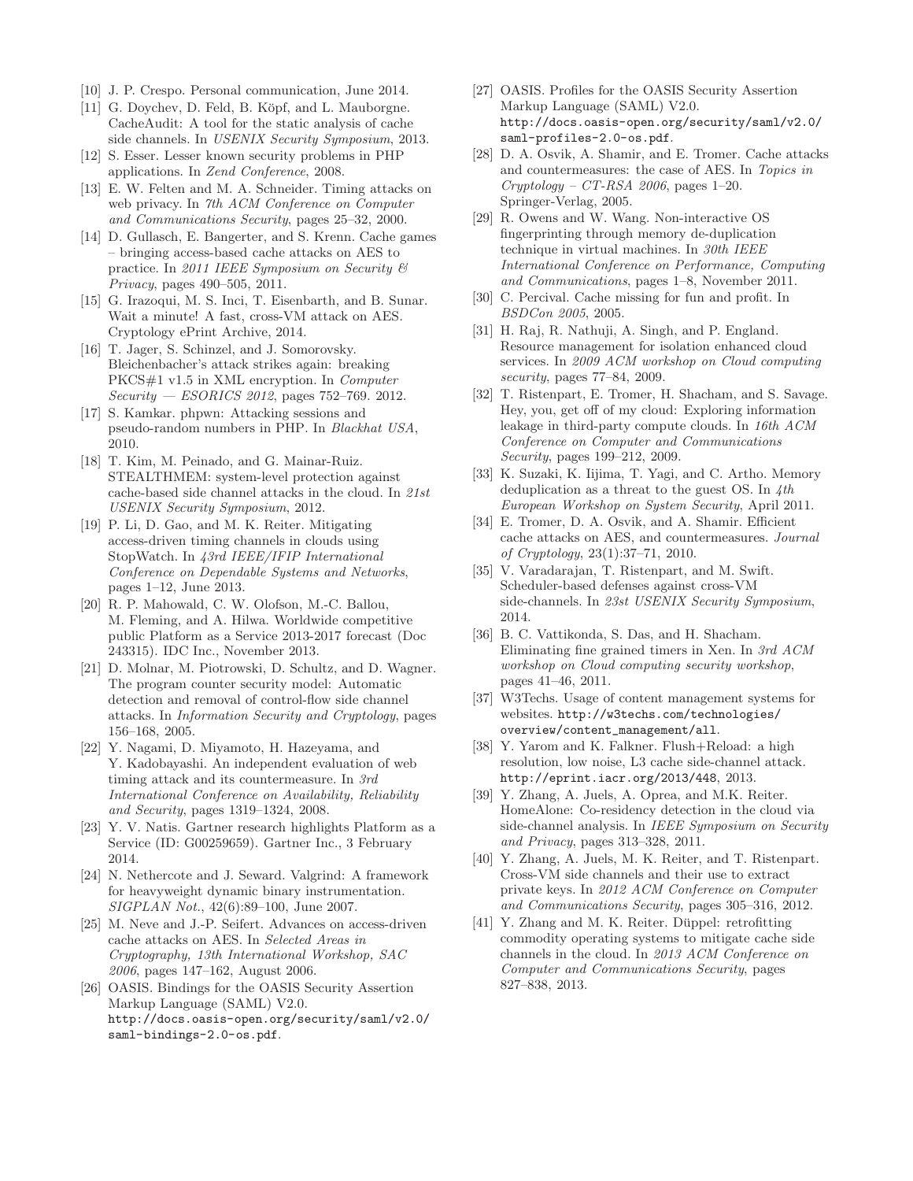[10] J. P. Crespo. Personal communication, June 2014.

[11] G. Doychev, D. Feld, B. Köpf, and L. Mauborgne. CacheAudit: A tool for the static analysis of cache side channels. In *USENIX Security Symposium*, 2013.

[12] S. Esser. Lesser known security problems in PHP applications. In *Zend Conference*, 2008.

[13] E. W. Felten and M. A. Schneider. Timing attacks on web privacy. In *7th ACM Conference on Computer and Communications Security*, pages 25–32, 2000.

[14] D. Gullasch, E. Bangerter, and S. Krenn. Cache games – bringing access-based cache attacks on AES to practice. In *2011 IEEE Symposium on Security & Privacy*, pages 490–505, 2011.

[15] G. Irazoqui, M. S. Inci, T. Eisenbarth, and B. Sunar. Wait a minute! A fast, cross-VM attack on AES. Cryptology ePrint Archive, 2014.

[16] T. Jager, S. Schinzel, and J. Somorovsky. Bleichenbacher's attack strikes again: breaking PKCS#1 v1.5 in XML encryption. In *Computer Security — ESORICS 2012*, pages 752–769. 2012.

[17] S. Kamkar. phpwn: Attacking sessions and pseudo-random numbers in PHP. In *Blackhat USA*, 2010.

[18] T. Kim, M. Peinado, and G. Mainar-Ruiz. STEALTHMEM: system-level protection against cache-based side channel attacks in the cloud. In *21st USENIX Security Symposium*, 2012.

[19] P. Li, D. Gao, and M. K. Reiter. Mitigating access-driven timing channels in clouds using StopWatch. In *43rd IEEE/IFIP International Conference on Dependable Systems and Networks*, pages 1–12, June 2013.

[20] R. P. Mahowald, C. W. Olofson, M.-C. Ballou, M. Fleming, and A. Hilwa. Worldwide competitive public Platform as a Service 2013-2017 forecast (Doc 243315). IDC Inc., November 2013.

[21] D. Molnar, M. Piotrowski, D. Schultz, and D. Wagner. The program counter security model: Automatic detection and removal of control-flow side channel attacks. In *Information Security and Cryptology*, pages 156–168, 2005.

[22] Y. Nagami, D. Miyamoto, H. Hazeyama, and Y. Kadobayashi. An independent evaluation of web timing attack and its countermeasure. In *3rd International Conference on Availability, Reliability and Security*, pages 1319–1324, 2008.

[23] Y. V. Natis. Gartner research highlights Platform as a Service (ID: G00259659). Gartner Inc., 3 February 2014.

[24] N. Nethercote and J. Seward. Valgrind: A framework for heavyweight dynamic binary instrumentation. *SIGPLAN Not.*, 42(6):89–100, June 2007.

[25] M. Neve and J.-P. Seifert. Advances on access-driven cache attacks on AES. In *Selected Areas in Cryptography, 13th International Workshop, SAC 2006*, pages 147–162, August 2006.

[26] OASIS. Bindings for the OASIS Security Assertion Markup Language (SAML) V2.0. `http://docs.oasis-open.org/security/saml/v2.0/saml-bindings-2.0-os.pdf`.

[27] OASIS. Profiles for the OASIS Security Assertion Markup Language (SAML) V2.0. `http://docs.oasis-open.org/security/saml/v2.0/saml-profiles-2.0-os.pdf`.

[28] D. A. Osvik, A. Shamir, and E. Tromer. Cache attacks and countermeasures: the case of AES. In *Topics in Cryptology – CT-RSA 2006*, pages 1–20. Springer-Verlag, 2005.

[29] R. Owens and W. Wang. Non-interactive OS fingerprinting through memory de-duplication technique in virtual machines. In *30th IEEE International Conference on Performance, Computing and Communications*, pages 1–8, November 2011.

[30] C. Percival. Cache missing for fun and profit. In *BSDCon 2005*, 2005.

[31] H. Raj, R. Nathuji, A. Singh, and P. England. Resource management for isolation enhanced cloud services. In *2009 ACM workshop on Cloud computing security*, pages 77–84, 2009.

[32] T. Ristenpart, E. Tromer, H. Shacham, and S. Savage. Hey, you, get off of my cloud: Exploring information leakage in third-party compute clouds. In *16th ACM Conference on Computer and Communications Security*, pages 199–212, 2009.

[33] K. Suzaki, K. Iijima, T. Yagi, and C. Artho. Memory deduplication as a threat to the guest OS. In *4th European Workshop on System Security*, April 2011.

[34] E. Tromer, D. A. Osvik, and A. Shamir. Efficient cache attacks on AES, and countermeasures. *Journal of Cryptology*, 23(1):37–71, 2010.

[35] V. Varadarajan, T. Ristenpart, and M. Swift. Scheduler-based defenses against cross-VM side-channels. In *23st USENIX Security Symposium*, 2014.

[36] B. C. Vattikonda, S. Das, and H. Shacham. Eliminating fine grained timers in Xen. In *3rd ACM workshop on Cloud computing security workshop*, pages 41–46, 2011.

[37] W3Techs. Usage of content management systems for websites. `http://w3techs.com/technologies/overview/content_management/all`.

[38] Y. Yarom and K. Falkner. Flush+Reload: a high resolution, low noise, L3 cache side-channel attack. `http://eprint.iacr.org/2013/448`, 2013.

[39] Y. Zhang, A. Juels, A. Oprea, and M.K. Reiter. HomeAlone: Co-residency detection in the cloud via side-channel analysis. In *IEEE Symposium on Security and Privacy*, pages 313–328, 2011.

[40] Y. Zhang, A. Juels, M. K. Reiter, and T. Ristenpart. Cross-VM side channels and their use to extract private keys. In *2012 ACM Conference on Computer and Communications Security*, pages 305–316, 2012.

[41] Y. Zhang and M. K. Reiter. Düppel: retrofitting commodity operating systems to mitigate cache side channels in the cloud. In *2013 ACM Conference on Computer and Communications Security*, pages 827–838, 2013.